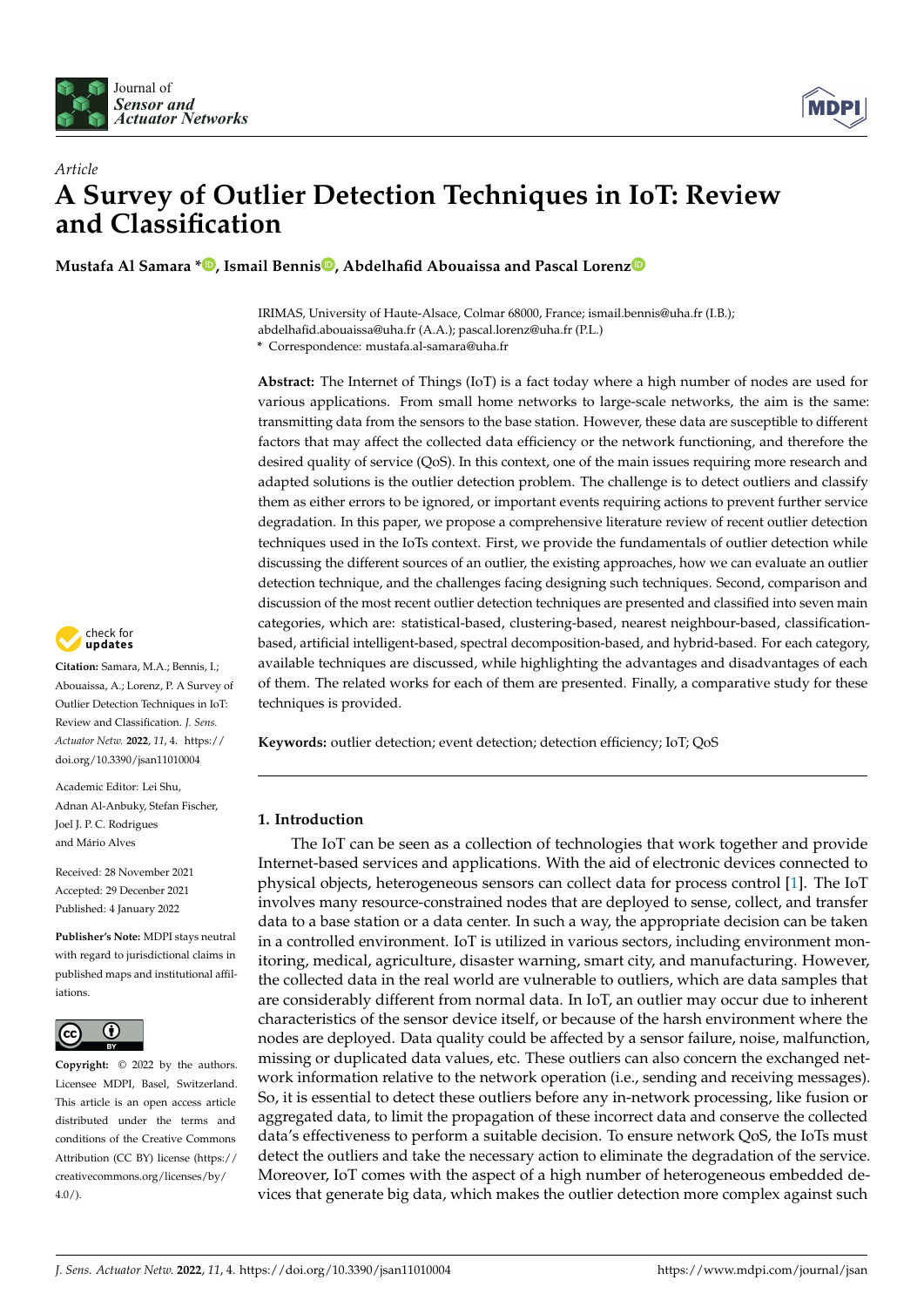Journal of *Sensor and Actuator Networks*

*Article*

# A Survey of Outlier Detection Techniques in IoT: Review and Classification

**Mustafa Al Samara \*, Ismail Bennis, Abdelhafid Abouaissa and Pascal Lorenz**

IRIMAS, University of Haute-Alsace, Colmar 68000, France; ismail.bennis@uha.fr (I.B.); abdelhafid.abouaissa@uha.fr (A.A.); pascal.lorenz@uha.fr (P.L.)
\* Correspondence: mustafa.al-samara@uha.fr

**Abstract:** The Internet of Things (IoT) is a fact today where a high number of nodes are used for various applications. From small home networks to large-scale networks, the aim is the same: transmitting data from the sensors to the base station. However, these data are susceptible to different factors that may affect the collected data efficiency or the network functioning, and therefore the desired quality of service (QoS). In this context, one of the main issues requiring more research and adapted solutions is the outlier detection problem. The challenge is to detect outliers and classify them as either errors to be ignored, or important events requiring actions to prevent further service degradation. In this paper, we propose a comprehensive literature review of recent outlier detection techniques used in the IoTs context. First, we provide the fundamentals of outlier detection while discussing the different sources of an outlier, the existing approaches, how we can evaluate an outlier detection technique, and the challenges facing designing such techniques. Second, comparison and discussion of the most recent outlier detection techniques are presented and classified into seven main categories, which are: statistical-based, clustering-based, nearest neighbour-based, classification-based, artificial intelligent-based, spectral decomposition-based, and hybrid-based. For each category, available techniques are discussed, while highlighting the advantages and disadvantages of each of them. The related works for each of them are presented. Finally, a comparative study for these techniques is provided.

**Keywords:** outlier detection; event detection; detection efficiency; IoT; QoS

**Citation:** Samara, M.A.; Bennis, I.; Abouaissa, A.; Lorenz, P. A Survey of Outlier Detection Techniques in IoT: Review and Classification. *J. Sens. Actuator Netw.* **2022**, *11*, 4. https://doi.org/10.3390/jsan11010004

Academic Editor: Lei Shu, Adnan Al-Anbuky, Stefan Fischer, Joel J. P. C. Rodrigues and Mário Alves

Received: 28 November 2021
Accepted: 29 December 2021
Published: 4 January 2022

**Publisher's Note:** MDPI stays neutral with regard to jurisdictional claims in published maps and institutional affiliations.

**Copyright:** © 2022 by the authors. Licensee MDPI, Basel, Switzerland. This article is an open access article distributed under the terms and conditions of the Creative Commons Attribution (CC BY) license (https://creativecommons.org/licenses/by/4.0/).

## 1. Introduction

The IoT can be seen as a collection of technologies that work together and provide Internet-based services and applications. With the aid of electronic devices connected to physical objects, heterogeneous sensors can collect data for process control [1]. The IoT involves many resource-constrained nodes that are deployed to sense, collect, and transfer data to a base station or a data center. In such a way, the appropriate decision can be taken in a controlled environment. IoT is utilized in various sectors, including environment monitoring, medical, agriculture, disaster warning, smart city, and manufacturing. However, the collected data in the real world are vulnerable to outliers, which are data samples that are considerably different from normal data. In IoT, an outlier may occur due to inherent characteristics of the sensor device itself, or because of the harsh environment where the nodes are deployed. Data quality could be affected by a sensor failure, noise, malfunction, missing or duplicated data values, etc. These outliers can also concern the exchanged network information relative to the network operation (i.e., sending and receiving messages). So, it is essential to detect these outliers before any in-network processing, like fusion or aggregated data, to limit the propagation of these incorrect data and conserve the collected data's effectiveness to perform a suitable decision. To ensure network QoS, the IoTs must detect the outliers and take the necessary action to eliminate the degradation of the service. Moreover, IoT comes with the aspect of a high number of heterogeneous embedded devices that generate big data, which makes the outlier detection more complex against such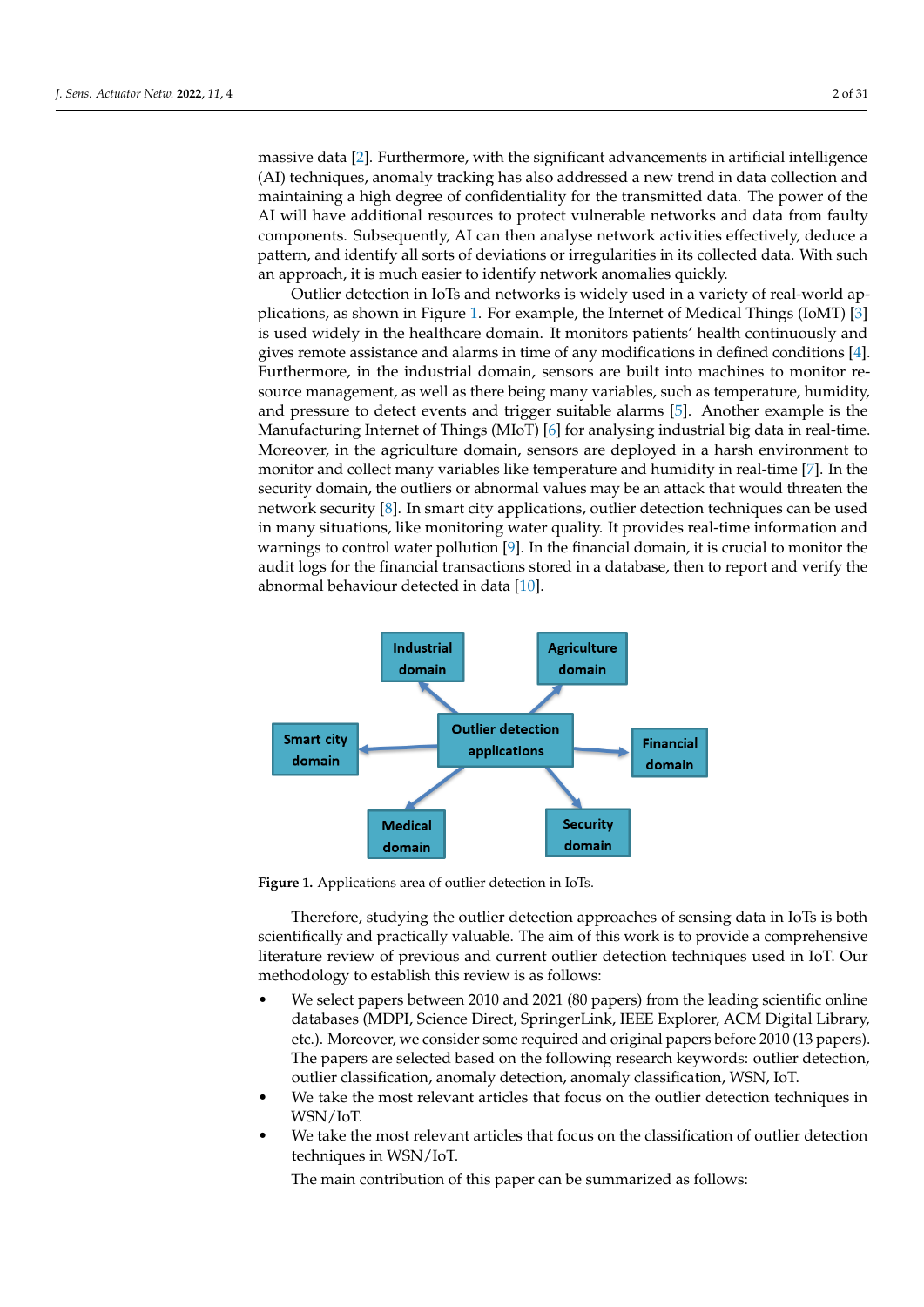massive data [2]. Furthermore, with the significant advancements in artificial intelligence (AI) techniques, anomaly tracking has also addressed a new trend in data collection and maintaining a high degree of confidentiality for the transmitted data. The power of the AI will have additional resources to protect vulnerable networks and data from faulty components. Subsequently, AI can then analyse network activities effectively, deduce a pattern, and identify all sorts of deviations or irregularities in its collected data. With such an approach, it is much easier to identify network anomalies quickly.

Outlier detection in IoTs and networks is widely used in a variety of real-world applications, as shown in Figure 1. For example, the Internet of Medical Things (IoMT) [3] is used widely in the healthcare domain. It monitors patients' health continuously and gives remote assistance and alarms in time of any modifications in defined conditions [4]. Furthermore, in the industrial domain, sensors are built into machines to monitor resource management, as well as there being many variables, such as temperature, humidity, and pressure to detect events and trigger suitable alarms [5]. Another example is the Manufacturing Internet of Things (MIoT) [6] for analysing industrial big data in real-time. Moreover, in the agriculture domain, sensors are deployed in a harsh environment to monitor and collect many variables like temperature and humidity in real-time [7]. In the security domain, the outliers or abnormal values may be an attack that would threaten the network security [8]. In smart city applications, outlier detection techniques can be used in many situations, like monitoring water quality. It provides real-time information and warnings to control water pollution [9]. In the financial domain, it is crucial to monitor the audit logs for the financial transactions stored in a database, then to report and verify the abnormal behaviour detected in data [10].

Industrial domain

Agriculture domain

Outlier detection applications

Smart city domain

Financial domain

Medical domain

Security domain

**Figure 1.** Applications area of outlier detection in IoTs.

Therefore, studying the outlier detection approaches of sensing data in IoTs is both scientifically and practically valuable. The aim of this work is to provide a comprehensive literature review of previous and current outlier detection techniques used in IoT. Our methodology to establish this review is as follows:

- We select papers between 2010 and 2021 (80 papers) from the leading scientific online databases (MDPI, Science Direct, SpringerLink, IEEE Explorer, ACM Digital Library, etc.). Moreover, we consider some required and original papers before 2010 (13 papers). The papers are selected based on the following research keywords: outlier detection, outlier classification, anomaly detection, anomaly classification, WSN, IoT.
- We take the most relevant articles that focus on the outlier detection techniques in WSN/IoT.
- We take the most relevant articles that focus on the classification of outlier detection techniques in WSN/IoT.

The main contribution of this paper can be summarized as follows: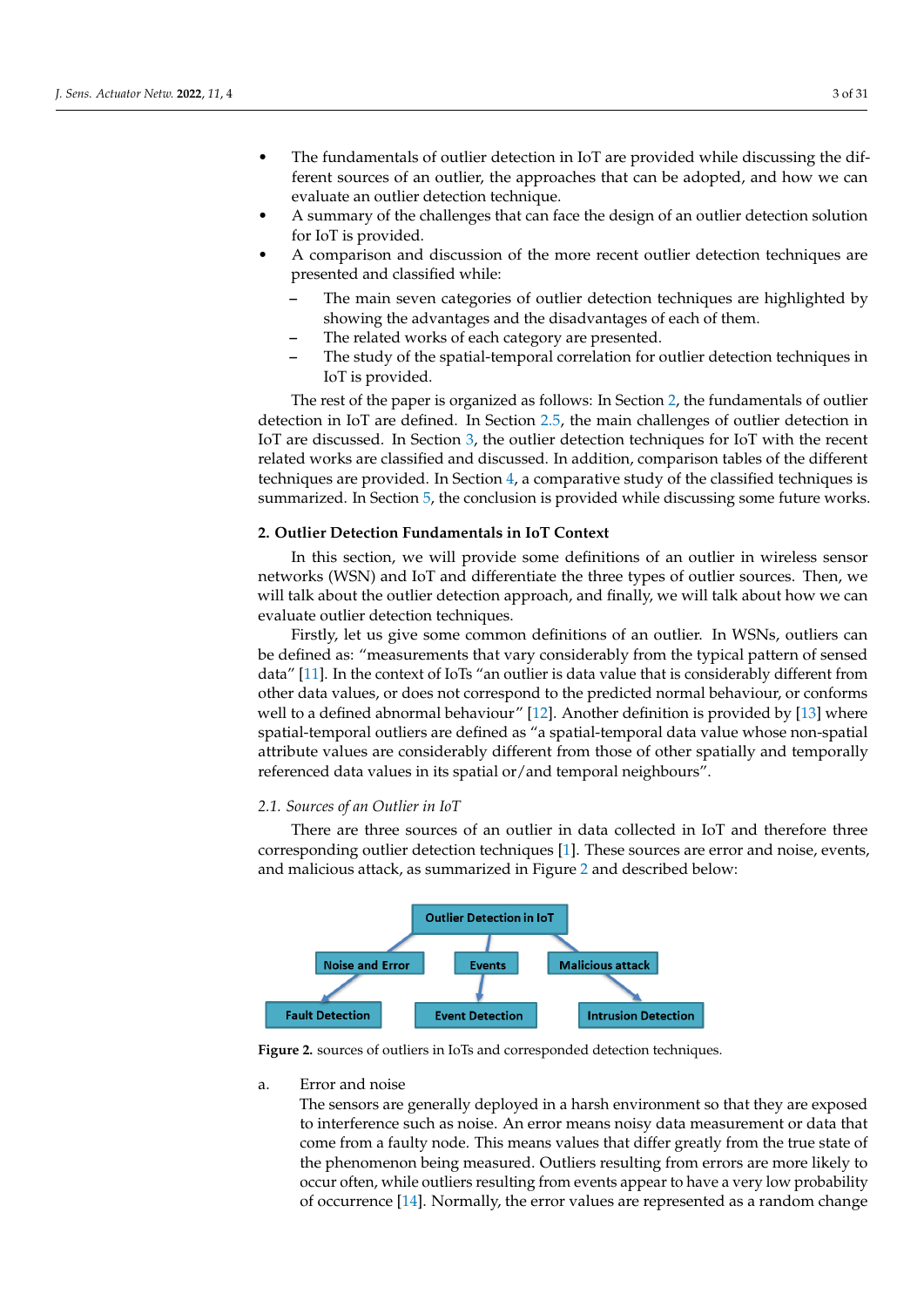- The fundamentals of outlier detection in IoT are provided while discussing the different sources of an outlier, the approaches that can be adopted, and how we can evaluate an outlier detection technique.
- A summary of the challenges that can face the design of an outlier detection solution for IoT is provided.
- A comparison and discussion of the more recent outlier detection techniques are presented and classified while:
  - The main seven categories of outlier detection techniques are highlighted by showing the advantages and the disadvantages of each of them.
  - The related works of each category are presented.
  - The study of the spatial-temporal correlation for outlier detection techniques in IoT is provided.

The rest of the paper is organized as follows: In Section 2, the fundamentals of outlier detection in IoT are defined. In Section 2.5, the main challenges of outlier detection in IoT are discussed. In Section 3, the outlier detection techniques for IoT with the recent related works are classified and discussed. In addition, comparison tables of the different techniques are provided. In Section 4, a comparative study of the classified techniques is summarized. In Section 5, the conclusion is provided while discussing some future works.

## 2. Outlier Detection Fundamentals in IoT Context

In this section, we will provide some definitions of an outlier in wireless sensor networks (WSN) and IoT and differentiate the three types of outlier sources. Then, we will talk about the outlier detection approach, and finally, we will talk about how we can evaluate outlier detection techniques.

Firstly, let us give some common definitions of an outlier. In WSNs, outliers can be defined as: "measurements that vary considerably from the typical pattern of sensed data" [11]. In the context of IoTs "an outlier is data value that is considerably different from other data values, or does not correspond to the predicted normal behaviour, or conforms well to a defined abnormal behaviour" [12]. Another definition is provided by [13] where spatial-temporal outliers are defined as "a spatial-temporal data value whose non-spatial attribute values are considerably different from those of other spatially and temporally referenced data values in its spatial or/and temporal neighbours".

### 2.1. Sources of an Outlier in IoT

There are three sources of an outlier in data collected in IoT and therefore three corresponding outlier detection techniques [1]. These sources are error and noise, events, and malicious attack, as summarized in Figure 2 and described below:

Outlier Detection in IoT

Noise and Error → Fault Detection

Events → Event Detection

Malicious attack → Intrusion Detection

**Figure 2.** sources of outliers in IoTs and corresponded detection techniques.

a. Error and noise

The sensors are generally deployed in a harsh environment so that they are exposed to interference such as noise. An error means noisy data measurement or data that come from a faulty node. This means values that differ greatly from the true state of the phenomenon being measured. Outliers resulting from errors are more likely to occur often, while outliers resulting from events appear to have a very low probability of occurrence [14]. Normally, the error values are represented as a random change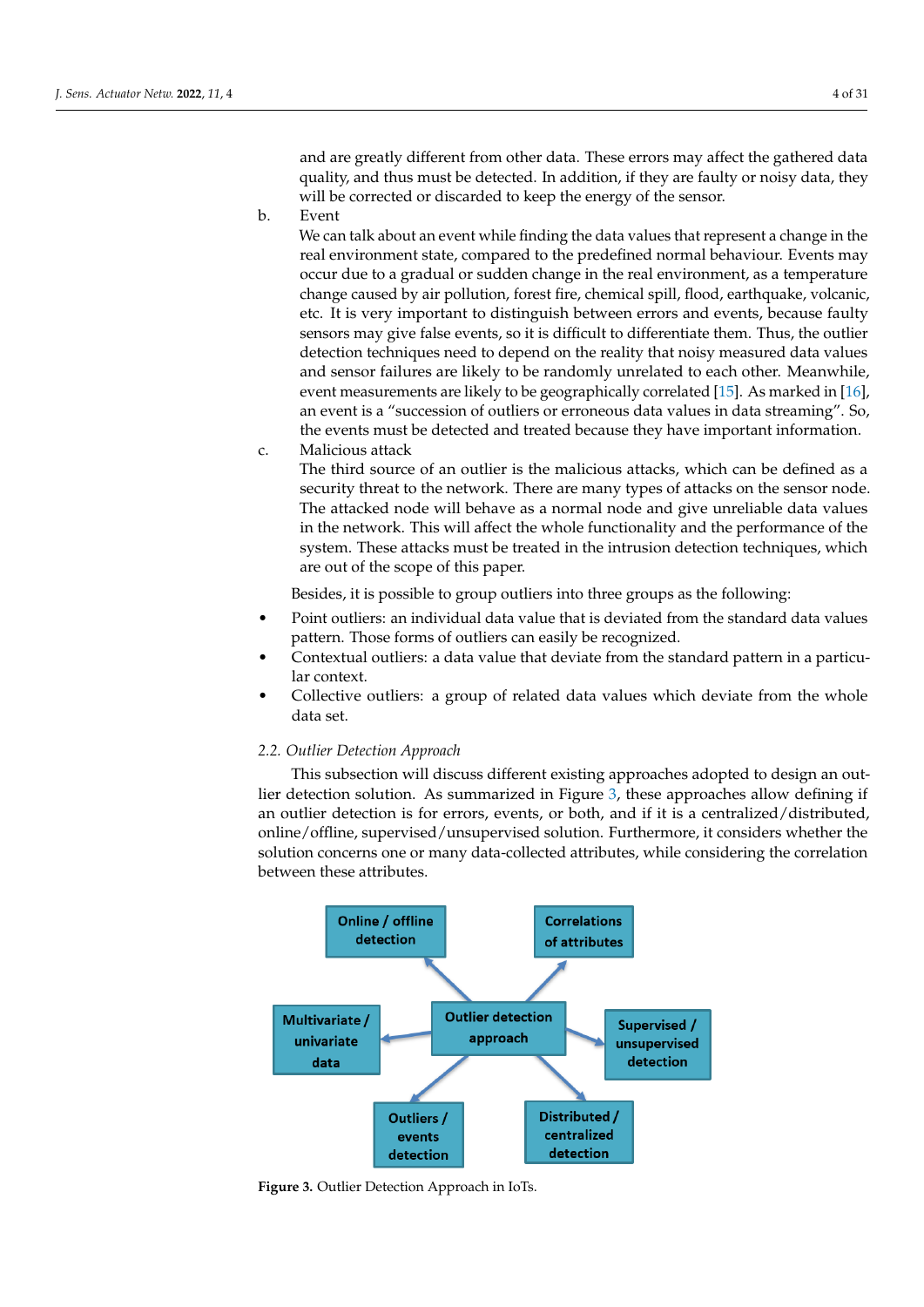and are greatly different from other data. These errors may affect the gathered data quality, and thus must be detected. In addition, if they are faulty or noisy data, they will be corrected or discarded to keep the energy of the sensor.

b. Event

We can talk about an event while finding the data values that represent a change in the real environment state, compared to the predefined normal behaviour. Events may occur due to a gradual or sudden change in the real environment, as a temperature change caused by air pollution, forest fire, chemical spill, flood, earthquake, volcanic, etc. It is very important to distinguish between errors and events, because faulty sensors may give false events, so it is difficult to differentiate them. Thus, the outlier detection techniques need to depend on the reality that noisy measured data values and sensor failures are likely to be randomly unrelated to each other. Meanwhile, event measurements are likely to be geographically correlated [15]. As marked in [16], an event is a "succession of outliers or erroneous data values in data streaming". So, the events must be detected and treated because they have important information.

c. Malicious attack

The third source of an outlier is the malicious attacks, which can be defined as a security threat to the network. There are many types of attacks on the sensor node. The attacked node will behave as a normal node and give unreliable data values in the network. This will affect the whole functionality and the performance of the system. These attacks must be treated in the intrusion detection techniques, which are out of the scope of this paper.

Besides, it is possible to group outliers into three groups as the following:

- Point outliers: an individual data value that is deviated from the standard data values pattern. Those forms of outliers can easily be recognized.
- Contextual outliers: a data value that deviate from the standard pattern in a particular context.
- Collective outliers: a group of related data values which deviate from the whole data set.

### 2.2. Outlier Detection Approach

This subsection will discuss different existing approaches adopted to design an outlier detection solution. As summarized in Figure 3, these approaches allow defining if an outlier detection is for errors, events, or both, and if it is a centralized/distributed, online/offline, supervised/unsupervised solution. Furthermore, it considers whether the solution concerns one or many data-collected attributes, while considering the correlation between these attributes.

**Figure 3.** Outlier Detection Approach in IoTs.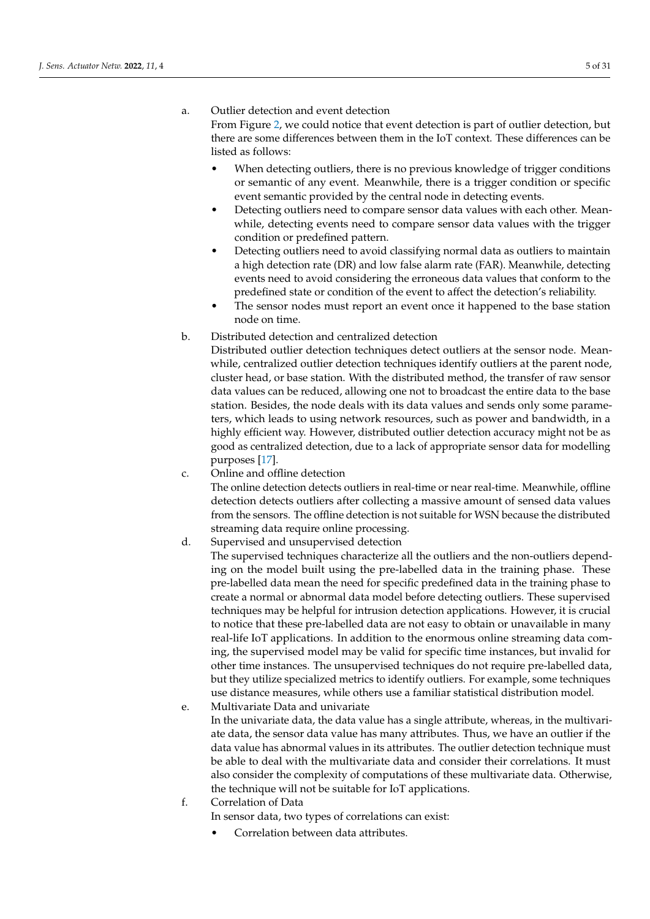a. Outlier detection and event detection

From Figure 2, we could notice that event detection is part of outlier detection, but there are some differences between them in the IoT context. These differences can be listed as follows:

- When detecting outliers, there is no previous knowledge of trigger conditions or semantic of any event. Meanwhile, there is a trigger condition or specific event semantic provided by the central node in detecting events.
- Detecting outliers need to compare sensor data values with each other. Meanwhile, detecting events need to compare sensor data values with the trigger condition or predefined pattern.
- Detecting outliers need to avoid classifying normal data as outliers to maintain a high detection rate (DR) and low false alarm rate (FAR). Meanwhile, detecting events need to avoid considering the erroneous data values that conform to the predefined state or condition of the event to affect the detection's reliability.
- The sensor nodes must report an event once it happened to the base station node on time.

b. Distributed detection and centralized detection

Distributed outlier detection techniques detect outliers at the sensor node. Meanwhile, centralized outlier detection techniques identify outliers at the parent node, cluster head, or base station. With the distributed method, the transfer of raw sensor data values can be reduced, allowing one not to broadcast the entire data to the base station. Besides, the node deals with its data values and sends only some parameters, which leads to using network resources, such as power and bandwidth, in a highly efficient way. However, distributed outlier detection accuracy might not be as good as centralized detection, due to a lack of appropriate sensor data for modelling purposes [17].

c. Online and offline detection

The online detection detects outliers in real-time or near real-time. Meanwhile, offline detection detects outliers after collecting a massive amount of sensed data values from the sensors. The offline detection is not suitable for WSN because the distributed streaming data require online processing.

d. Supervised and unsupervised detection

The supervised techniques characterize all the outliers and the non-outliers depending on the model built using the pre-labelled data in the training phase. These pre-labelled data mean the need for specific predefined data in the training phase to create a normal or abnormal data model before detecting outliers. These supervised techniques may be helpful for intrusion detection applications. However, it is crucial to notice that these pre-labelled data are not easy to obtain or unavailable in many real-life IoT applications. In addition to the enormous online streaming data coming, the supervised model may be valid for specific time instances, but invalid for other time instances. The unsupervised techniques do not require pre-labelled data, but they utilize specialized metrics to identify outliers. For example, some techniques use distance measures, while others use a familiar statistical distribution model.

e. Multivariate Data and univariate

In the univariate data, the data value has a single attribute, whereas, in the multivariate data, the sensor data value has many attributes. Thus, we have an outlier if the data value has abnormal values in its attributes. The outlier detection technique must be able to deal with the multivariate data and consider their correlations. It must also consider the complexity of computations of these multivariate data. Otherwise, the technique will not be suitable for IoT applications.

f. Correlation of Data

In sensor data, two types of correlations can exist:

- Correlation between data attributes.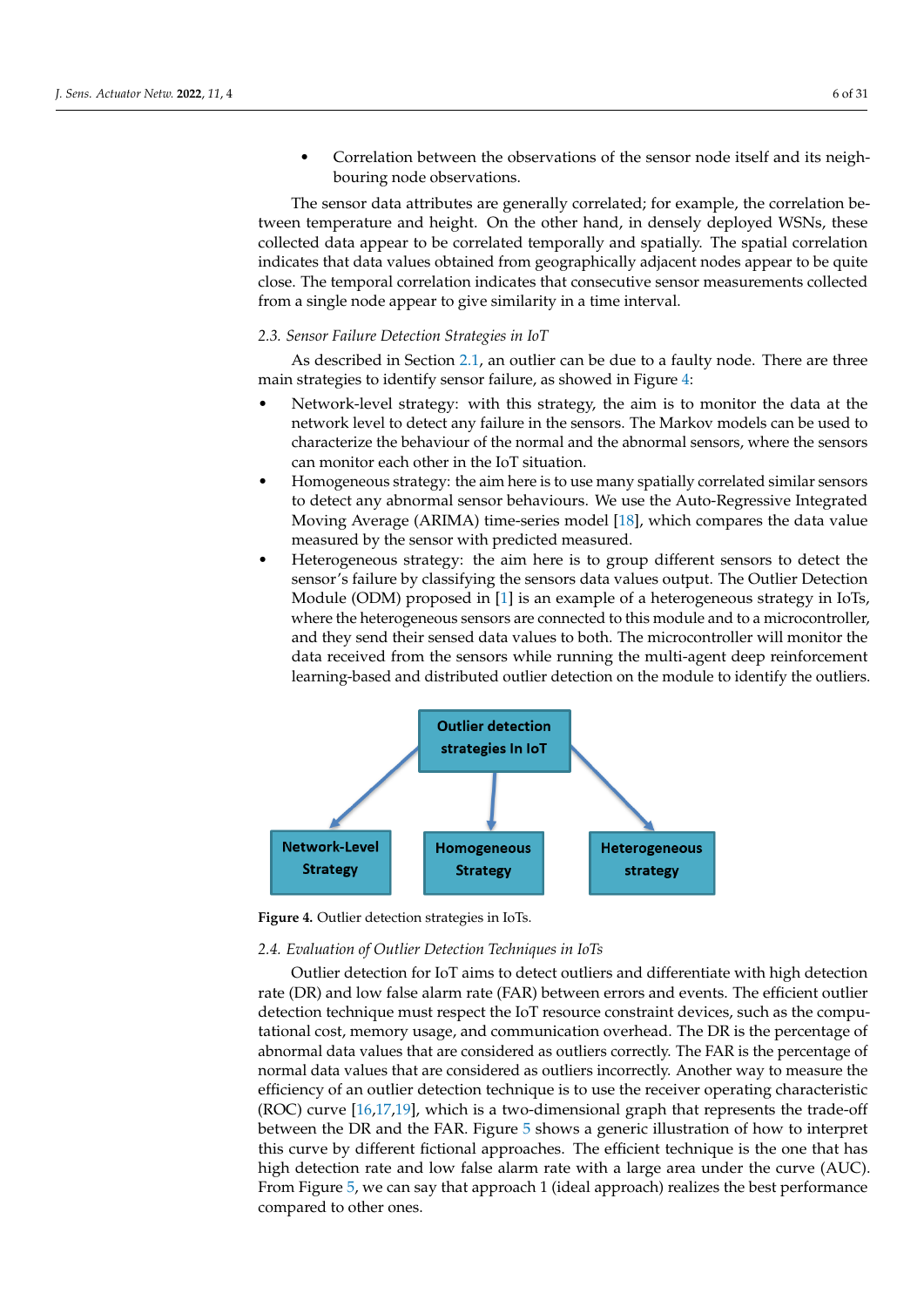- Correlation between the observations of the sensor node itself and its neighbouring node observations.

The sensor data attributes are generally correlated; for example, the correlation between temperature and height. On the other hand, in densely deployed WSNs, these collected data appear to be correlated temporally and spatially. The spatial correlation indicates that data values obtained from geographically adjacent nodes appear to be quite close. The temporal correlation indicates that consecutive sensor measurements collected from a single node appear to give similarity in a time interval.

### 2.3. Sensor Failure Detection Strategies in IoT

As described in Section 2.1, an outlier can be due to a faulty node. There are three main strategies to identify sensor failure, as showed in Figure 4:

- Network-level strategy: with this strategy, the aim is to monitor the data at the network level to detect any failure in the sensors. The Markov models can be used to characterize the behaviour of the normal and the abnormal sensors, where the sensors can monitor each other in the IoT situation.
- Homogeneous strategy: the aim here is to use many spatially correlated similar sensors to detect any abnormal sensor behaviours. We use the Auto-Regressive Integrated Moving Average (ARIMA) time-series model [18], which compares the data value measured by the sensor with predicted measured.
- Heterogeneous strategy: the aim here is to group different sensors to detect the sensor's failure by classifying the sensors data values output. The Outlier Detection Module (ODM) proposed in [1] is an example of a heterogeneous strategy in IoTs, where the heterogeneous sensors are connected to this module and to a microcontroller, and they send their sensed data values to both. The microcontroller will monitor the data received from the sensors while running the multi-agent deep reinforcement learning-based and distributed outlier detection on the module to identify the outliers.

Outlier detection strategies In IoT

Network-Level Strategy | Homogeneous Strategy | Heterogeneous strategy

**Figure 4.** Outlier detection strategies in IoTs.

### 2.4. Evaluation of Outlier Detection Techniques in IoTs

Outlier detection for IoT aims to detect outliers and differentiate with high detection rate (DR) and low false alarm rate (FAR) between errors and events. The efficient outlier detection technique must respect the IoT resource constraint devices, such as the computational cost, memory usage, and communication overhead. The DR is the percentage of abnormal data values that are considered as outliers correctly. The FAR is the percentage of normal data values that are considered as outliers incorrectly. Another way to measure the efficiency of an outlier detection technique is to use the receiver operating characteristic (ROC) curve [16,17,19], which is a two-dimensional graph that represents the trade-off between the DR and the FAR. Figure 5 shows a generic illustration of how to interpret this curve by different fictional approaches. The efficient technique is the one that has high detection rate and low false alarm rate with a large area under the curve (AUC). From Figure 5, we can say that approach 1 (ideal approach) realizes the best performance compared to other ones.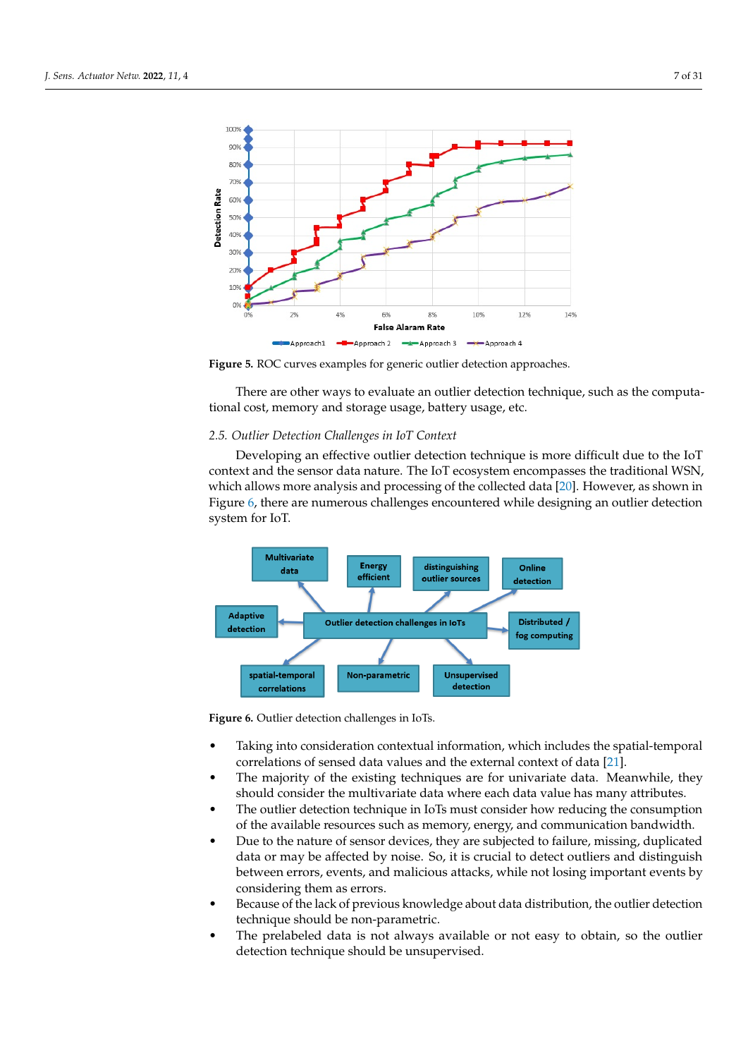Figure 5. ROC curves examples for generic outlier detection approaches.

There are other ways to evaluate an outlier detection technique, such as the computational cost, memory and storage usage, battery usage, etc.

### 2.5. Outlier Detection Challenges in IoT Context

Developing an effective outlier detection technique is more difficult due to the IoT context and the sensor data nature. The IoT ecosystem encompasses the traditional WSN, which allows more analysis and processing of the collected data [20]. However, as shown in Figure 6, there are numerous challenges encountered while designing an outlier detection system for IoT.

Figure 6. Outlier detection challenges in IoTs.

- Taking into consideration contextual information, which includes the spatial-temporal correlations of sensed data values and the external context of data [21].
- The majority of the existing techniques are for univariate data. Meanwhile, they should consider the multivariate data where each data value has many attributes.
- The outlier detection technique in IoTs must consider how reducing the consumption of the available resources such as memory, energy, and communication bandwidth.
- Due to the nature of sensor devices, they are subjected to failure, missing, duplicated data or may be affected by noise. So, it is crucial to detect outliers and distinguish between errors, events, and malicious attacks, while not losing important events by considering them as errors.
- Because of the lack of previous knowledge about data distribution, the outlier detection technique should be non-parametric.
- The prelabeled data is not always available or not easy to obtain, so the outlier detection technique should be unsupervised.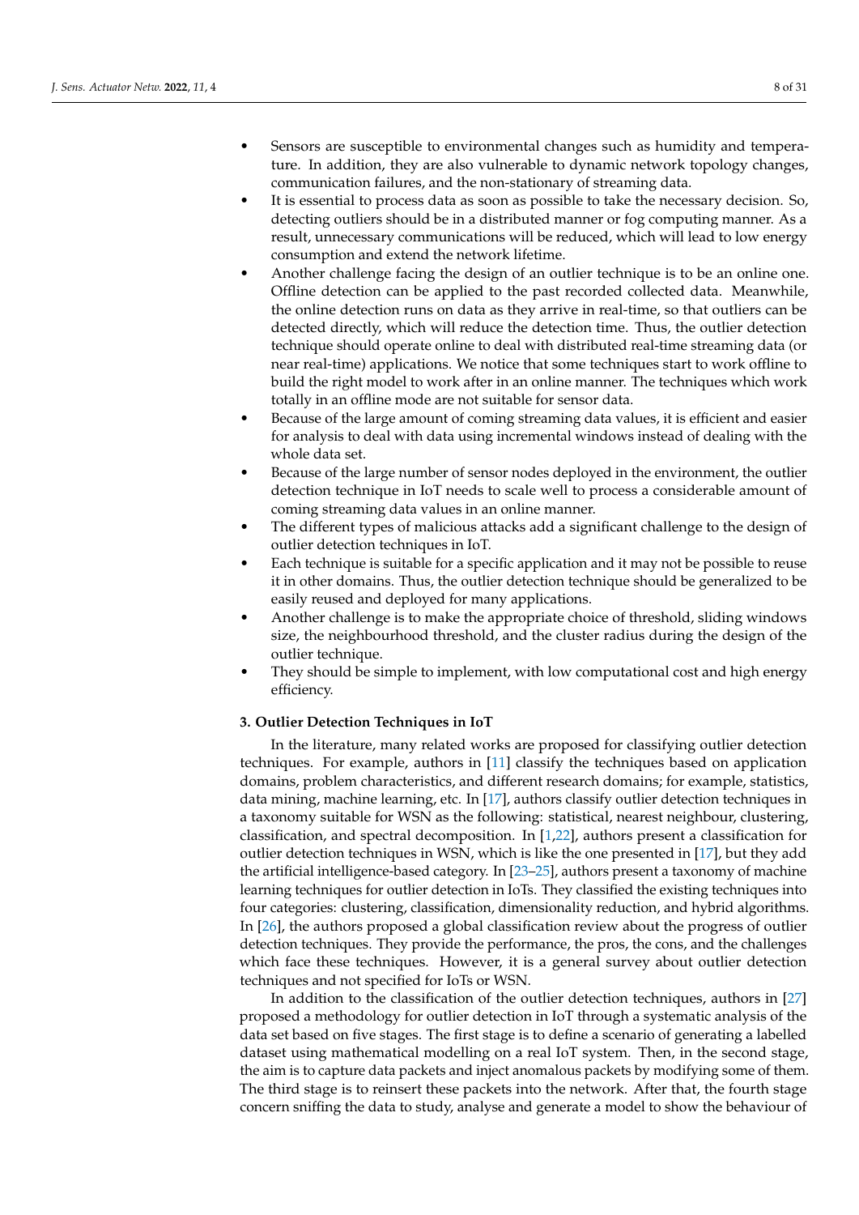- Sensors are susceptible to environmental changes such as humidity and temperature. In addition, they are also vulnerable to dynamic network topology changes, communication failures, and the non-stationary of streaming data.
- It is essential to process data as soon as possible to take the necessary decision. So, detecting outliers should be in a distributed manner or fog computing manner. As a result, unnecessary communications will be reduced, which will lead to low energy consumption and extend the network lifetime.
- Another challenge facing the design of an outlier technique is to be an online one. Offline detection can be applied to the past recorded collected data. Meanwhile, the online detection runs on data as they arrive in real-time, so that outliers can be detected directly, which will reduce the detection time. Thus, the outlier detection technique should operate online to deal with distributed real-time streaming data (or near real-time) applications. We notice that some techniques start to work offline to build the right model to work after in an online manner. The techniques which work totally in an offline mode are not suitable for sensor data.
- Because of the large amount of coming streaming data values, it is efficient and easier for analysis to deal with data using incremental windows instead of dealing with the whole data set.
- Because of the large number of sensor nodes deployed in the environment, the outlier detection technique in IoT needs to scale well to process a considerable amount of coming streaming data values in an online manner.
- The different types of malicious attacks add a significant challenge to the design of outlier detection techniques in IoT.
- Each technique is suitable for a specific application and it may not be possible to reuse it in other domains. Thus, the outlier detection technique should be generalized to be easily reused and deployed for many applications.
- Another challenge is to make the appropriate choice of threshold, sliding windows size, the neighbourhood threshold, and the cluster radius during the design of the outlier technique.
- They should be simple to implement, with low computational cost and high energy efficiency.

## 3. Outlier Detection Techniques in IoT

In the literature, many related works are proposed for classifying outlier detection techniques. For example, authors in [11] classify the techniques based on application domains, problem characteristics, and different research domains; for example, statistics, data mining, machine learning, etc. In [17], authors classify outlier detection techniques in a taxonomy suitable for WSN as the following: statistical, nearest neighbour, clustering, classification, and spectral decomposition. In [1,22], authors present a classification for outlier detection techniques in WSN, which is like the one presented in [17], but they add the artificial intelligence-based category. In [23–25], authors present a taxonomy of machine learning techniques for outlier detection in IoTs. They classified the existing techniques into four categories: clustering, classification, dimensionality reduction, and hybrid algorithms. In [26], the authors proposed a global classification review about the progress of outlier detection techniques. They provide the performance, the pros, the cons, and the challenges which face these techniques. However, it is a general survey about outlier detection techniques and not specified for IoTs or WSN.

In addition to the classification of the outlier detection techniques, authors in [27] proposed a methodology for outlier detection in IoT through a systematic analysis of the data set based on five stages. The first stage is to define a scenario of generating a labelled dataset using mathematical modelling on a real IoT system. Then, in the second stage, the aim is to capture data packets and inject anomalous packets by modifying some of them. The third stage is to reinsert these packets into the network. After that, the fourth stage concern sniffing the data to study, analyse and generate a model to show the behaviour of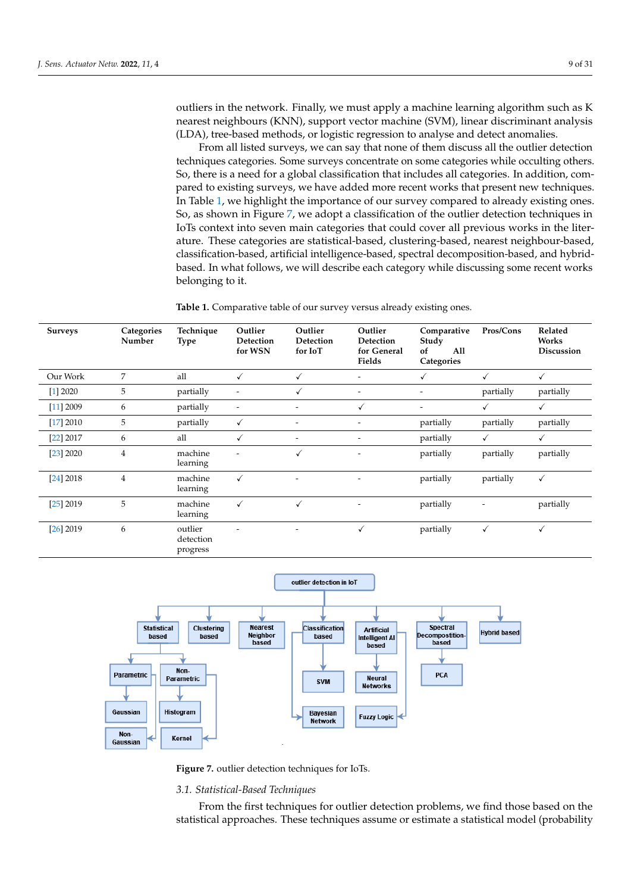outliers in the network. Finally, we must apply a machine learning algorithm such as K nearest neighbours (KNN), support vector machine (SVM), linear discriminant analysis (LDA), tree-based methods, or logistic regression to analyse and detect anomalies.

From all listed surveys, we can say that none of them discuss all the outlier detection techniques categories. Some surveys concentrate on some categories while occulting others. So, there is a need for a global classification that includes all categories. In addition, compared to existing surveys, we have added more recent works that present new techniques. In Table 1, we highlight the importance of our survey compared to already existing ones. So, as shown in Figure 7, we adopt a classification of the outlier detection techniques in IoTs context into seven main categories that could cover all previous works in the literature. These categories are statistical-based, clustering-based, nearest neighbour-based, classification-based, artificial intelligence-based, spectral decomposition-based, and hybrid-based. In what follows, we will describe each category while discussing some recent works belonging to it.

**Table 1.** Comparative table of our survey versus already existing ones.

| Surveys | Categories Number | Technique Type | Outlier Detection for WSN | Outlier Detection for IoT | Outlier Detection for General Fields | Comparative Study of All Categories | Pros/Cons | Related Works Discussion |
|---|---|---|---|---|---|---|---|---|
| Our Work | 7 | all | ✓ | ✓ | - | ✓ | ✓ | ✓ |
| [1] 2020 | 5 | partially | - | ✓ | - | - | partially | partially |
| [11] 2009 | 6 | partially | - | - | ✓ | - | ✓ | ✓ |
| [17] 2010 | 5 | partially | ✓ | - | - | partially | partially | partially |
| [22] 2017 | 6 | all | ✓ | - | - | partially | ✓ | ✓ |
| [23] 2020 | 4 | machine learning | - | ✓ | - | partially | partially | partially |
| [24] 2018 | 4 | machine learning | ✓ | - | - | partially | partially | ✓ |
| [25] 2019 | 5 | machine learning | ✓ | ✓ | - | partially | - | partially |
| [26] 2019 | 6 | outlier detection progress | - | - | ✓ | partially | ✓ | ✓ |

Figure 7. outlier detection techniques for IoTs.

### 3.1. Statistical-Based Techniques

From the first techniques for outlier detection problems, we find those based on the statistical approaches. These techniques assume or estimate a statistical model (probability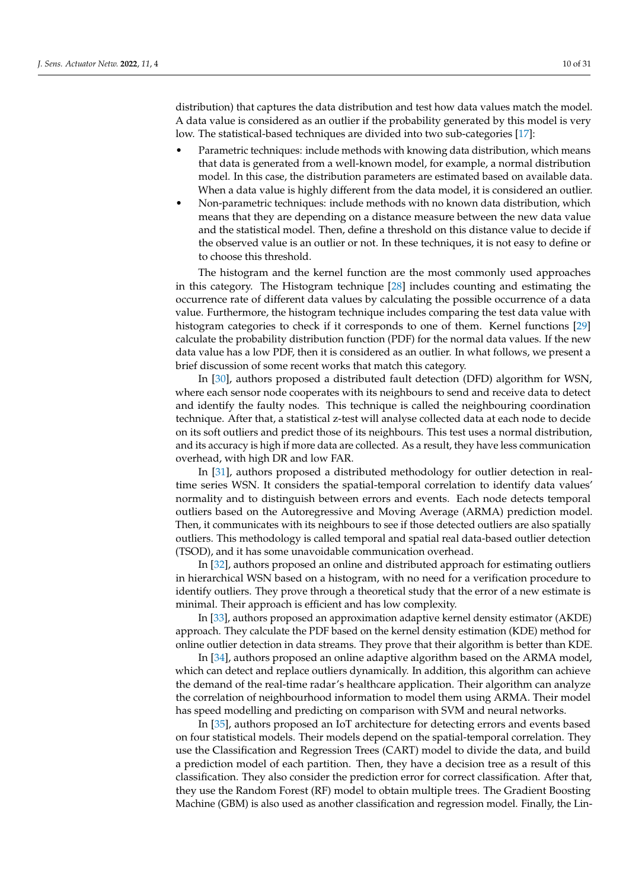distribution) that captures the data distribution and test how data values match the model. A data value is considered as an outlier if the probability generated by this model is very low. The statistical-based techniques are divided into two sub-categories [17]:

- Parametric techniques: include methods with knowing data distribution, which means that data is generated from a well-known model, for example, a normal distribution model. In this case, the distribution parameters are estimated based on available data. When a data value is highly different from the data model, it is considered an outlier.
- Non-parametric techniques: include methods with no known data distribution, which means that they are depending on a distance measure between the new data value and the statistical model. Then, define a threshold on this distance value to decide if the observed value is an outlier or not. In these techniques, it is not easy to define or to choose this threshold.

The histogram and the kernel function are the most commonly used approaches in this category. The Histogram technique [28] includes counting and estimating the occurrence rate of different data values by calculating the possible occurrence of a data value. Furthermore, the histogram technique includes comparing the test data value with histogram categories to check if it corresponds to one of them. Kernel functions [29] calculate the probability distribution function (PDF) for the normal data values. If the new data value has a low PDF, then it is considered as an outlier. In what follows, we present a brief discussion of some recent works that match this category.

In [30], authors proposed a distributed fault detection (DFD) algorithm for WSN, where each sensor node cooperates with its neighbours to send and receive data to detect and identify the faulty nodes. This technique is called the neighbouring coordination technique. After that, a statistical z-test will analyse collected data at each node to decide on its soft outliers and predict those of its neighbours. This test uses a normal distribution, and its accuracy is high if more data are collected. As a result, they have less communication overhead, with high DR and low FAR.

In [31], authors proposed a distributed methodology for outlier detection in real-time series WSN. It considers the spatial-temporal correlation to identify data values' normality and to distinguish between errors and events. Each node detects temporal outliers based on the Autoregressive and Moving Average (ARMA) prediction model. Then, it communicates with its neighbours to see if those detected outliers are also spatially outliers. This methodology is called temporal and spatial real data-based outlier detection (TSOD), and it has some unavoidable communication overhead.

In [32], authors proposed an online and distributed approach for estimating outliers in hierarchical WSN based on a histogram, with no need for a verification procedure to identify outliers. They prove through a theoretical study that the error of a new estimate is minimal. Their approach is efficient and has low complexity.

In [33], authors proposed an approximation adaptive kernel density estimator (AKDE) approach. They calculate the PDF based on the kernel density estimation (KDE) method for online outlier detection in data streams. They prove that their algorithm is better than KDE.

In [34], authors proposed an online adaptive algorithm based on the ARMA model, which can detect and replace outliers dynamically. In addition, this algorithm can achieve the demand of the real-time radar's healthcare application. Their algorithm can analyze the correlation of neighbourhood information to model them using ARMA. Their model has speed modelling and predicting on comparison with SVM and neural networks.

In [35], authors proposed an IoT architecture for detecting errors and events based on four statistical models. Their models depend on the spatial-temporal correlation. They use the Classification and Regression Trees (CART) model to divide the data, and build a prediction model of each partition. Then, they have a decision tree as a result of this classification. They also consider the prediction error for correct classification. After that, they use the Random Forest (RF) model to obtain multiple trees. The Gradient Boosting Machine (GBM) is also used as another classification and regression model. Finally, the Lin-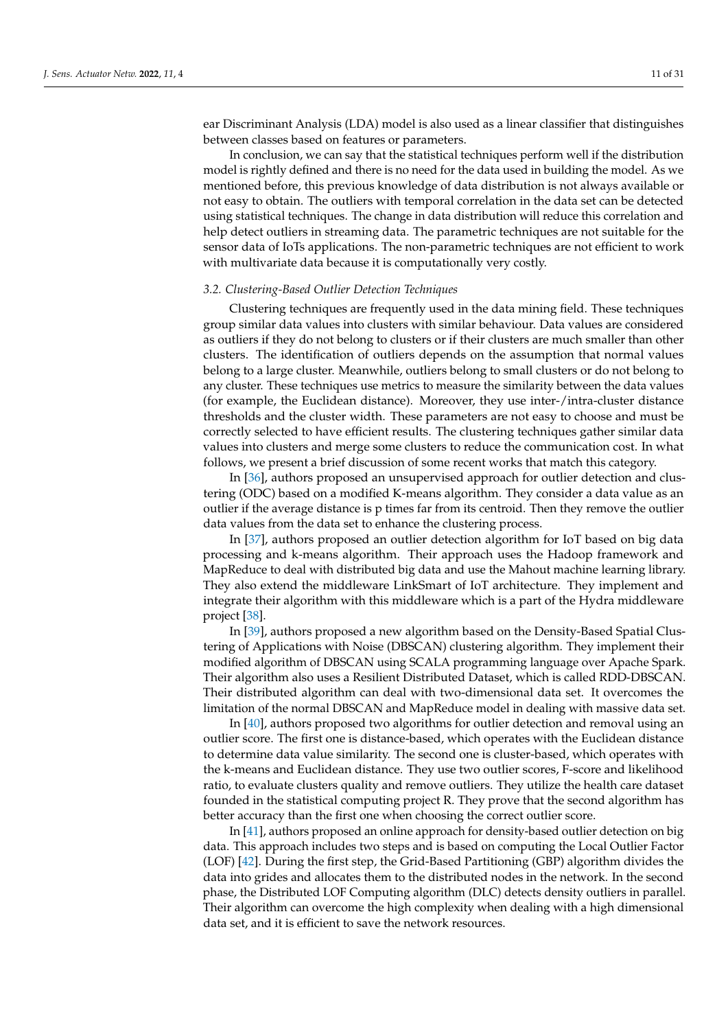ear Discriminant Analysis (LDA) model is also used as a linear classifier that distinguishes between classes based on features or parameters.

In conclusion, we can say that the statistical techniques perform well if the distribution model is rightly defined and there is no need for the data used in building the model. As we mentioned before, this previous knowledge of data distribution is not always available or not easy to obtain. The outliers with temporal correlation in the data set can be detected using statistical techniques. The change in data distribution will reduce this correlation and help detect outliers in streaming data. The parametric techniques are not suitable for the sensor data of IoTs applications. The non-parametric techniques are not efficient to work with multivariate data because it is computationally very costly.

### *3.2. Clustering-Based Outlier Detection Techniques*

Clustering techniques are frequently used in the data mining field. These techniques group similar data values into clusters with similar behaviour. Data values are considered as outliers if they do not belong to clusters or if their clusters are much smaller than other clusters. The identification of outliers depends on the assumption that normal values belong to a large cluster. Meanwhile, outliers belong to small clusters or do not belong to any cluster. These techniques use metrics to measure the similarity between the data values (for example, the Euclidean distance). Moreover, they use inter-/intra-cluster distance thresholds and the cluster width. These parameters are not easy to choose and must be correctly selected to have efficient results. The clustering techniques gather similar data values into clusters and merge some clusters to reduce the communication cost. In what follows, we present a brief discussion of some recent works that match this category.

In [36], authors proposed an unsupervised approach for outlier detection and clustering (ODC) based on a modified K-means algorithm. They consider a data value as an outlier if the average distance is p times far from its centroid. Then they remove the outlier data values from the data set to enhance the clustering process.

In [37], authors proposed an outlier detection algorithm for IoT based on big data processing and k-means algorithm. Their approach uses the Hadoop framework and MapReduce to deal with distributed big data and use the Mahout machine learning library. They also extend the middleware LinkSmart of IoT architecture. They implement and integrate their algorithm with this middleware which is a part of the Hydra middleware project [38].

In [39], authors proposed a new algorithm based on the Density-Based Spatial Clustering of Applications with Noise (DBSCAN) clustering algorithm. They implement their modified algorithm of DBSCAN using SCALA programming language over Apache Spark. Their algorithm also uses a Resilient Distributed Dataset, which is called RDD-DBSCAN. Their distributed algorithm can deal with two-dimensional data set. It overcomes the limitation of the normal DBSCAN and MapReduce model in dealing with massive data set.

In [40], authors proposed two algorithms for outlier detection and removal using an outlier score. The first one is distance-based, which operates with the Euclidean distance to determine data value similarity. The second one is cluster-based, which operates with the k-means and Euclidean distance. They use two outlier scores, F-score and likelihood ratio, to evaluate clusters quality and remove outliers. They utilize the health care dataset founded in the statistical computing project R. They prove that the second algorithm has better accuracy than the first one when choosing the correct outlier score.

In [41], authors proposed an online approach for density-based outlier detection on big data. This approach includes two steps and is based on computing the Local Outlier Factor (LOF) [42]. During the first step, the Grid-Based Partitioning (GBP) algorithm divides the data into grides and allocates them to the distributed nodes in the network. In the second phase, the Distributed LOF Computing algorithm (DLC) detects density outliers in parallel. Their algorithm can overcome the high complexity when dealing with a high dimensional data set, and it is efficient to save the network resources.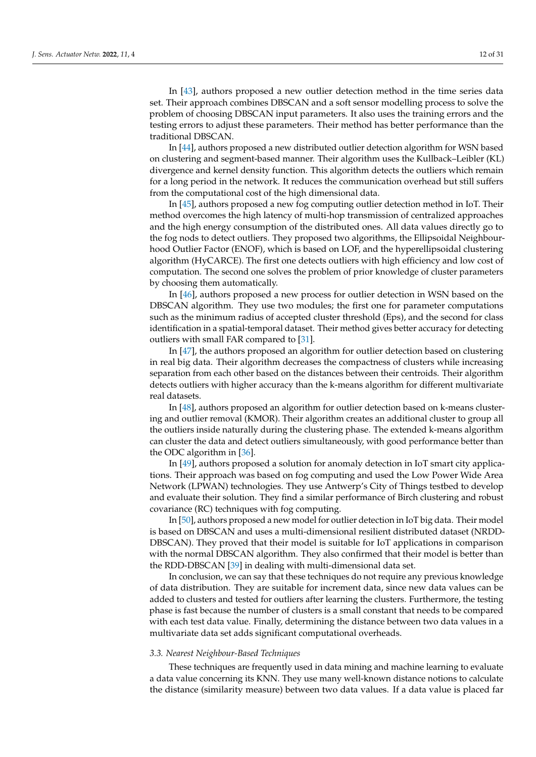In [43], authors proposed a new outlier detection method in the time series data set. Their approach combines DBSCAN and a soft sensor modelling process to solve the problem of choosing DBSCAN input parameters. It also uses the training errors and the testing errors to adjust these parameters. Their method has better performance than the traditional DBSCAN.

In [44], authors proposed a new distributed outlier detection algorithm for WSN based on clustering and segment-based manner. Their algorithm uses the Kullback–Leibler (KL) divergence and kernel density function. This algorithm detects the outliers which remain for a long period in the network. It reduces the communication overhead but still suffers from the computational cost of the high dimensional data.

In [45], authors proposed a new fog computing outlier detection method in IoT. Their method overcomes the high latency of multi-hop transmission of centralized approaches and the high energy consumption of the distributed ones. All data values directly go to the fog nods to detect outliers. They proposed two algorithms, the Ellipsoidal Neighbourhood Outlier Factor (ENOF), which is based on LOF, and the hyperellipsoidal clustering algorithm (HyCARCE). The first one detects outliers with high efficiency and low cost of computation. The second one solves the problem of prior knowledge of cluster parameters by choosing them automatically.

In [46], authors proposed a new process for outlier detection in WSN based on the DBSCAN algorithm. They use two modules; the first one for parameter computations such as the minimum radius of accepted cluster threshold (Eps), and the second for class identification in a spatial-temporal dataset. Their method gives better accuracy for detecting outliers with small FAR compared to [31].

In [47], the authors proposed an algorithm for outlier detection based on clustering in real big data. Their algorithm decreases the compactness of clusters while increasing separation from each other based on the distances between their centroids. Their algorithm detects outliers with higher accuracy than the k-means algorithm for different multivariate real datasets.

In [48], authors proposed an algorithm for outlier detection based on k-means clustering and outlier removal (KMOR). Their algorithm creates an additional cluster to group all the outliers inside naturally during the clustering phase. The extended k-means algorithm can cluster the data and detect outliers simultaneously, with good performance better than the ODC algorithm in [36].

In [49], authors proposed a solution for anomaly detection in IoT smart city applications. Their approach was based on fog computing and used the Low Power Wide Area Network (LPWAN) technologies. They use Antwerp's City of Things testbed to develop and evaluate their solution. They find a similar performance of Birch clustering and robust covariance (RC) techniques with fog computing.

In [50], authors proposed a new model for outlier detection in IoT big data. Their model is based on DBSCAN and uses a multi-dimensional resilient distributed dataset (NRDD-DBSCAN). They proved that their model is suitable for IoT applications in comparison with the normal DBSCAN algorithm. They also confirmed that their model is better than the RDD-DBSCAN [39] in dealing with multi-dimensional data set.

In conclusion, we can say that these techniques do not require any previous knowledge of data distribution. They are suitable for increment data, since new data values can be added to clusters and tested for outliers after learning the clusters. Furthermore, the testing phase is fast because the number of clusters is a small constant that needs to be compared with each test data value. Finally, determining the distance between two data values in a multivariate data set adds significant computational overheads.

### *3.3. Nearest Neighbour-Based Techniques*

These techniques are frequently used in data mining and machine learning to evaluate a data value concerning its KNN. They use many well-known distance notions to calculate the distance (similarity measure) between two data values. If a data value is placed far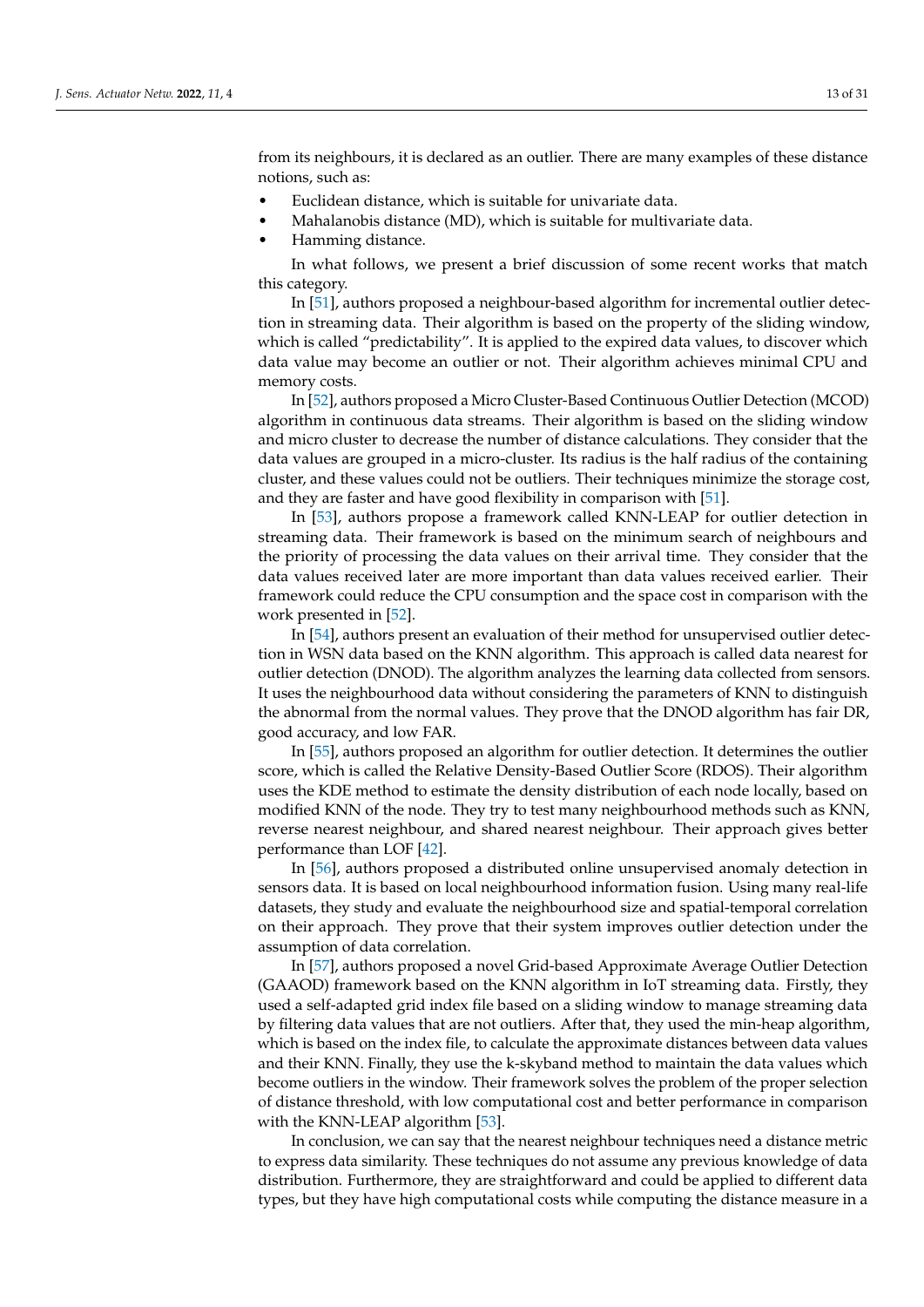from its neighbours, it is declared as an outlier. There are many examples of these distance notions, such as:

- Euclidean distance, which is suitable for univariate data.
- Mahalanobis distance (MD), which is suitable for multivariate data.
- Hamming distance.

In what follows, we present a brief discussion of some recent works that match this category.

In [51], authors proposed a neighbour-based algorithm for incremental outlier detection in streaming data. Their algorithm is based on the property of the sliding window, which is called "predictability". It is applied to the expired data values, to discover which data value may become an outlier or not. Their algorithm achieves minimal CPU and memory costs.

In [52], authors proposed a Micro Cluster-Based Continuous Outlier Detection (MCOD) algorithm in continuous data streams. Their algorithm is based on the sliding window and micro cluster to decrease the number of distance calculations. They consider that the data values are grouped in a micro-cluster. Its radius is the half radius of the containing cluster, and these values could not be outliers. Their techniques minimize the storage cost, and they are faster and have good flexibility in comparison with [51].

In [53], authors propose a framework called KNN-LEAP for outlier detection in streaming data. Their framework is based on the minimum search of neighbours and the priority of processing the data values on their arrival time. They consider that the data values received later are more important than data values received earlier. Their framework could reduce the CPU consumption and the space cost in comparison with the work presented in [52].

In [54], authors present an evaluation of their method for unsupervised outlier detection in WSN data based on the KNN algorithm. This approach is called data nearest for outlier detection (DNOD). The algorithm analyzes the learning data collected from sensors. It uses the neighbourhood data without considering the parameters of KNN to distinguish the abnormal from the normal values. They prove that the DNOD algorithm has fair DR, good accuracy, and low FAR.

In [55], authors proposed an algorithm for outlier detection. It determines the outlier score, which is called the Relative Density-Based Outlier Score (RDOS). Their algorithm uses the KDE method to estimate the density distribution of each node locally, based on modified KNN of the node. They try to test many neighbourhood methods such as KNN, reverse nearest neighbour, and shared nearest neighbour. Their approach gives better performance than LOF [42].

In [56], authors proposed a distributed online unsupervised anomaly detection in sensors data. It is based on local neighbourhood information fusion. Using many real-life datasets, they study and evaluate the neighbourhood size and spatial-temporal correlation on their approach. They prove that their system improves outlier detection under the assumption of data correlation.

In [57], authors proposed a novel Grid-based Approximate Average Outlier Detection (GAAOD) framework based on the KNN algorithm in IoT streaming data. Firstly, they used a self-adapted grid index file based on a sliding window to manage streaming data by filtering data values that are not outliers. After that, they used the min-heap algorithm, which is based on the index file, to calculate the approximate distances between data values and their KNN. Finally, they use the k-skyband method to maintain the data values which become outliers in the window. Their framework solves the problem of the proper selection of distance threshold, with low computational cost and better performance in comparison with the KNN-LEAP algorithm [53].

In conclusion, we can say that the nearest neighbour techniques need a distance metric to express data similarity. These techniques do not assume any previous knowledge of data distribution. Furthermore, they are straightforward and could be applied to different data types, but they have high computational costs while computing the distance measure in a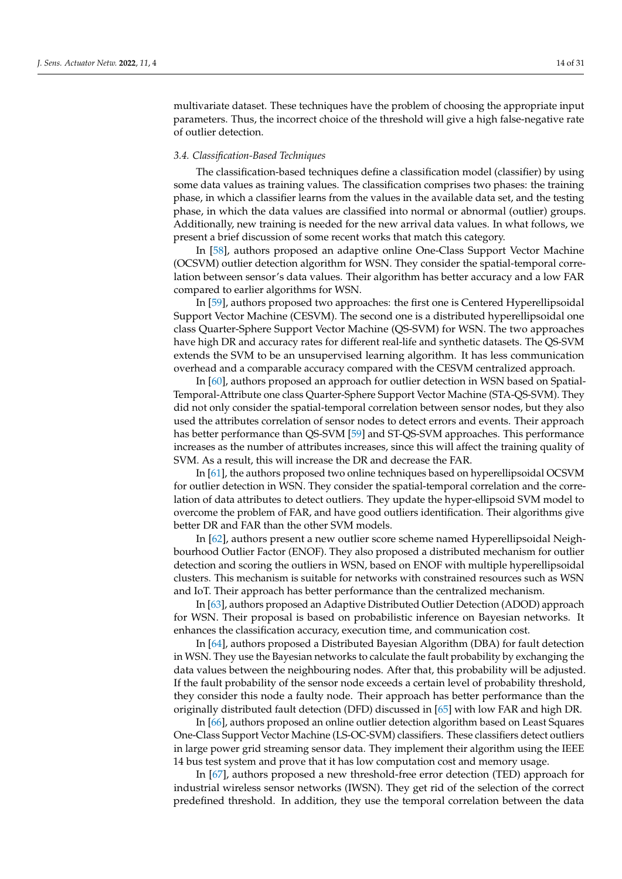multivariate dataset. These techniques have the problem of choosing the appropriate input parameters. Thus, the incorrect choice of the threshold will give a high false-negative rate of outlier detection.

### *3.4. Classification-Based Techniques*

The classification-based techniques define a classification model (classifier) by using some data values as training values. The classification comprises two phases: the training phase, in which a classifier learns from the values in the available data set, and the testing phase, in which the data values are classified into normal or abnormal (outlier) groups. Additionally, new training is needed for the new arrival data values. In what follows, we present a brief discussion of some recent works that match this category.

In [58], authors proposed an adaptive online One-Class Support Vector Machine (OCSVM) outlier detection algorithm for WSN. They consider the spatial-temporal correlation between sensor's data values. Their algorithm has better accuracy and a low FAR compared to earlier algorithms for WSN.

In [59], authors proposed two approaches: the first one is Centered Hyperellipsoidal Support Vector Machine (CESVM). The second one is a distributed hyperellipsoidal one class Quarter-Sphere Support Vector Machine (QS-SVM) for WSN. The two approaches have high DR and accuracy rates for different real-life and synthetic datasets. The QS-SVM extends the SVM to be an unsupervised learning algorithm. It has less communication overhead and a comparable accuracy compared with the CESVM centralized approach.

In [60], authors proposed an approach for outlier detection in WSN based on Spatial-Temporal-Attribute one class Quarter-Sphere Support Vector Machine (STA-QS-SVM). They did not only consider the spatial-temporal correlation between sensor nodes, but they also used the attributes correlation of sensor nodes to detect errors and events. Their approach has better performance than QS-SVM [59] and ST-QS-SVM approaches. This performance increases as the number of attributes increases, since this will affect the training quality of SVM. As a result, this will increase the DR and decrease the FAR.

In [61], the authors proposed two online techniques based on hyperellipsoidal OCSVM for outlier detection in WSN. They consider the spatial-temporal correlation and the correlation of data attributes to detect outliers. They update the hyper-ellipsoid SVM model to overcome the problem of FAR, and have good outliers identification. Their algorithms give better DR and FAR than the other SVM models.

In [62], authors present a new outlier score scheme named Hyperellipsoidal Neighbourhood Outlier Factor (ENOF). They also proposed a distributed mechanism for outlier detection and scoring the outliers in WSN, based on ENOF with multiple hyperellipsoidal clusters. This mechanism is suitable for networks with constrained resources such as WSN and IoT. Their approach has better performance than the centralized mechanism.

In [63], authors proposed an Adaptive Distributed Outlier Detection (ADOD) approach for WSN. Their proposal is based on probabilistic inference on Bayesian networks. It enhances the classification accuracy, execution time, and communication cost.

In [64], authors proposed a Distributed Bayesian Algorithm (DBA) for fault detection in WSN. They use the Bayesian networks to calculate the fault probability by exchanging the data values between the neighbouring nodes. After that, this probability will be adjusted. If the fault probability of the sensor node exceeds a certain level of probability threshold, they consider this node a faulty node. Their approach has better performance than the originally distributed fault detection (DFD) discussed in [65] with low FAR and high DR.

In [66], authors proposed an online outlier detection algorithm based on Least Squares One-Class Support Vector Machine (LS-OC-SVM) classifiers. These classifiers detect outliers in large power grid streaming sensor data. They implement their algorithm using the IEEE 14 bus test system and prove that it has low computation cost and memory usage.

In [67], authors proposed a new threshold-free error detection (TED) approach for industrial wireless sensor networks (IWSN). They get rid of the selection of the correct predefined threshold. In addition, they use the temporal correlation between the data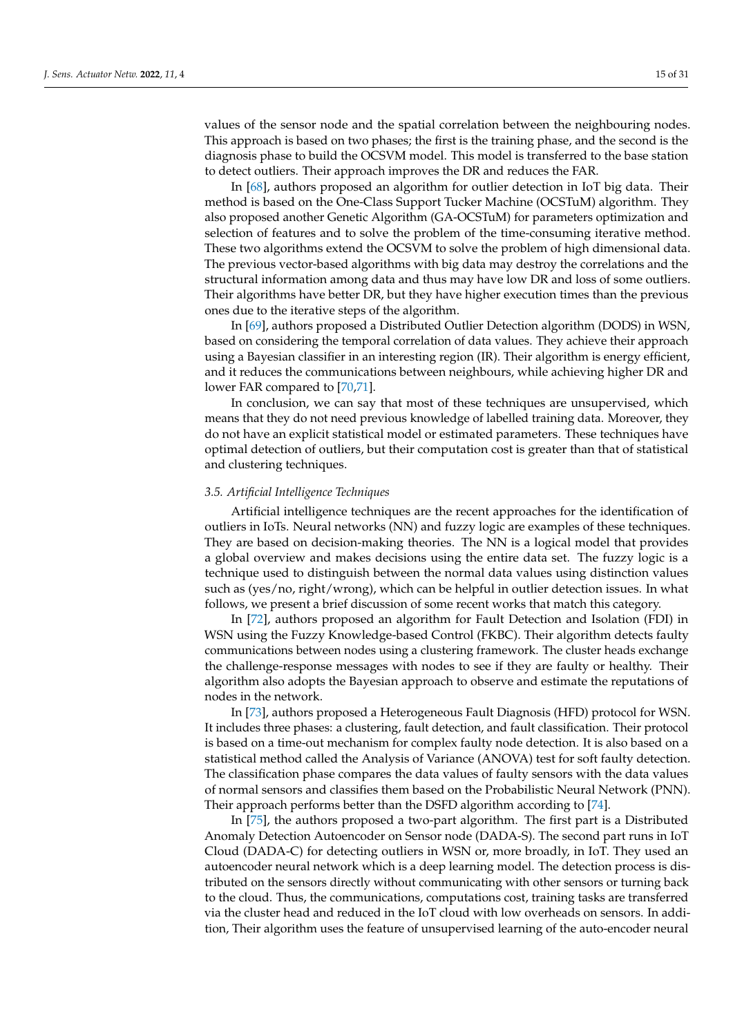values of the sensor node and the spatial correlation between the neighbouring nodes. This approach is based on two phases; the first is the training phase, and the second is the diagnosis phase to build the OCSVM model. This model is transferred to the base station to detect outliers. Their approach improves the DR and reduces the FAR.

In [68], authors proposed an algorithm for outlier detection in IoT big data. Their method is based on the One-Class Support Tucker Machine (OCSTuM) algorithm. They also proposed another Genetic Algorithm (GA-OCSTuM) for parameters optimization and selection of features and to solve the problem of the time-consuming iterative method. These two algorithms extend the OCSVM to solve the problem of high dimensional data. The previous vector-based algorithms with big data may destroy the correlations and the structural information among data and thus may have low DR and loss of some outliers. Their algorithms have better DR, but they have higher execution times than the previous ones due to the iterative steps of the algorithm.

In [69], authors proposed a Distributed Outlier Detection algorithm (DODS) in WSN, based on considering the temporal correlation of data values. They achieve their approach using a Bayesian classifier in an interesting region (IR). Their algorithm is energy efficient, and it reduces the communications between neighbours, while achieving higher DR and lower FAR compared to [70,71].

In conclusion, we can say that most of these techniques are unsupervised, which means that they do not need previous knowledge of labelled training data. Moreover, they do not have an explicit statistical model or estimated parameters. These techniques have optimal detection of outliers, but their computation cost is greater than that of statistical and clustering techniques.

### 3.5. Artificial Intelligence Techniques

Artificial intelligence techniques are the recent approaches for the identification of outliers in IoTs. Neural networks (NN) and fuzzy logic are examples of these techniques. They are based on decision-making theories. The NN is a logical model that provides a global overview and makes decisions using the entire data set. The fuzzy logic is a technique used to distinguish between the normal data values using distinction values such as (yes/no, right/wrong), which can be helpful in outlier detection issues. In what follows, we present a brief discussion of some recent works that match this category.

In [72], authors proposed an algorithm for Fault Detection and Isolation (FDI) in WSN using the Fuzzy Knowledge-based Control (FKBC). Their algorithm detects faulty communications between nodes using a clustering framework. The cluster heads exchange the challenge-response messages with nodes to see if they are faulty or healthy. Their algorithm also adopts the Bayesian approach to observe and estimate the reputations of nodes in the network.

In [73], authors proposed a Heterogeneous Fault Diagnosis (HFD) protocol for WSN. It includes three phases: a clustering, fault detection, and fault classification. Their protocol is based on a time-out mechanism for complex faulty node detection. It is also based on a statistical method called the Analysis of Variance (ANOVA) test for soft faulty detection. The classification phase compares the data values of faulty sensors with the data values of normal sensors and classifies them based on the Probabilistic Neural Network (PNN). Their approach performs better than the DSFD algorithm according to [74].

In [75], the authors proposed a two-part algorithm. The first part is a Distributed Anomaly Detection Autoencoder on Sensor node (DADA-S). The second part runs in IoT Cloud (DADA-C) for detecting outliers in WSN or, more broadly, in IoT. They used an autoencoder neural network which is a deep learning model. The detection process is distributed on the sensors directly without communicating with other sensors or turning back to the cloud. Thus, the communications, computations cost, training tasks are transferred via the cluster head and reduced in the IoT cloud with low overheads on sensors. In addition, Their algorithm uses the feature of unsupervised learning of the auto-encoder neural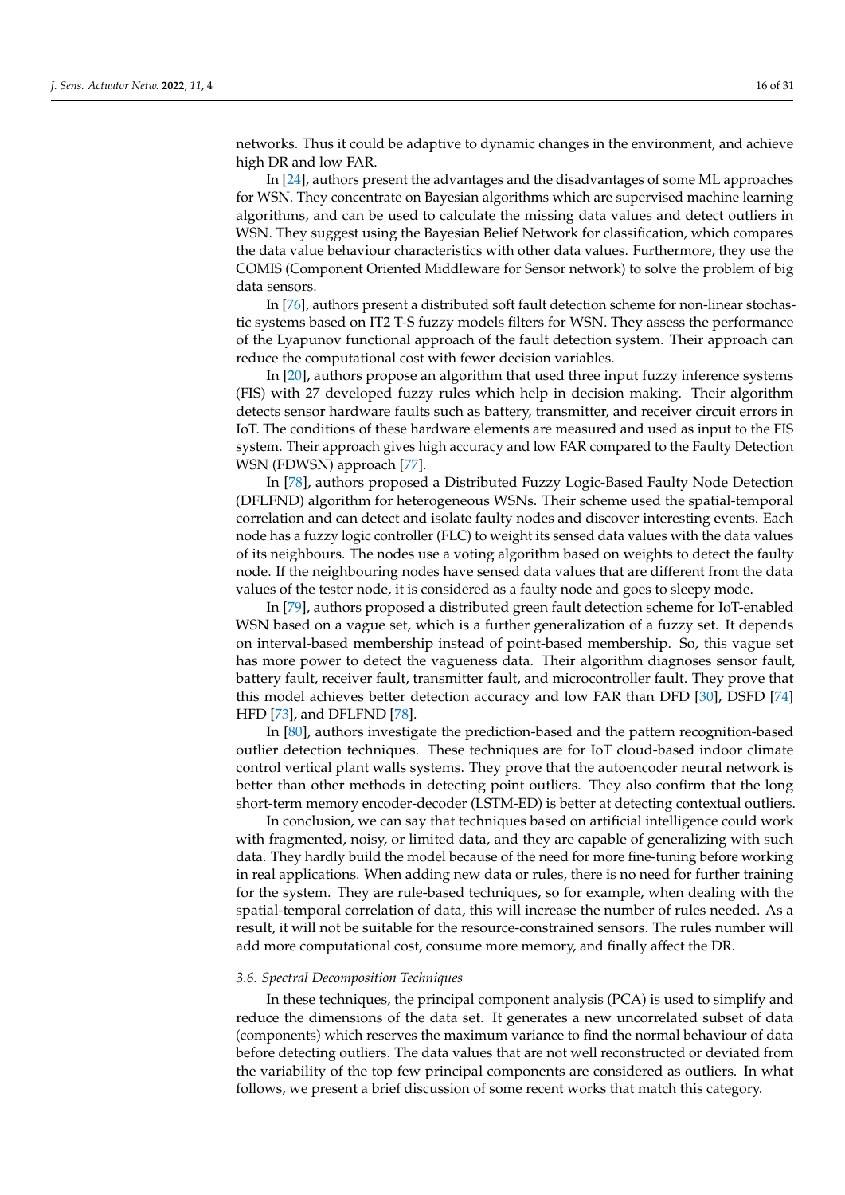networks. Thus it could be adaptive to dynamic changes in the environment, and achieve high DR and low FAR.

In [24], authors present the advantages and the disadvantages of some ML approaches for WSN. They concentrate on Bayesian algorithms which are supervised machine learning algorithms, and can be used to calculate the missing data values and detect outliers in WSN. They suggest using the Bayesian Belief Network for classification, which compares the data value behaviour characteristics with other data values. Furthermore, they use the COMIS (Component Oriented Middleware for Sensor network) to solve the problem of big data sensors.

In [76], authors present a distributed soft fault detection scheme for non-linear stochastic systems based on IT2 T-S fuzzy models filters for WSN. They assess the performance of the Lyapunov functional approach of the fault detection system. Their approach can reduce the computational cost with fewer decision variables.

In [20], authors propose an algorithm that used three input fuzzy inference systems (FIS) with 27 developed fuzzy rules which help in decision making. Their algorithm detects sensor hardware faults such as battery, transmitter, and receiver circuit errors in IoT. The conditions of these hardware elements are measured and used as input to the FIS system. Their approach gives high accuracy and low FAR compared to the Faulty Detection WSN (FDWSN) approach [77].

In [78], authors proposed a Distributed Fuzzy Logic-Based Faulty Node Detection (DFLFND) algorithm for heterogeneous WSNs. Their scheme used the spatial-temporal correlation and can detect and isolate faulty nodes and discover interesting events. Each node has a fuzzy logic controller (FLC) to weight its sensed data values with the data values of its neighbours. The nodes use a voting algorithm based on weights to detect the faulty node. If the neighbouring nodes have sensed data values that are different from the data values of the tester node, it is considered as a faulty node and goes to sleepy mode.

In [79], authors proposed a distributed green fault detection scheme for IoT-enabled WSN based on a vague set, which is a further generalization of a fuzzy set. It depends on interval-based membership instead of point-based membership. So, this vague set has more power to detect the vagueness data. Their algorithm diagnoses sensor fault, battery fault, receiver fault, transmitter fault, and microcontroller fault. They prove that this model achieves better detection accuracy and low FAR than DFD [30], DSFD [74] HFD [73], and DFLFND [78].

In [80], authors investigate the prediction-based and the pattern recognition-based outlier detection techniques. These techniques are for IoT cloud-based indoor climate control vertical plant walls systems. They prove that the autoencoder neural network is better than other methods in detecting point outliers. They also confirm that the long short-term memory encoder-decoder (LSTM-ED) is better at detecting contextual outliers.

In conclusion, we can say that techniques based on artificial intelligence could work with fragmented, noisy, or limited data, and they are capable of generalizing with such data. They hardly build the model because of the need for more fine-tuning before working in real applications. When adding new data or rules, there is no need for further training for the system. They are rule-based techniques, so for example, when dealing with the spatial-temporal correlation of data, this will increase the number of rules needed. As a result, it will not be suitable for the resource-constrained sensors. The rules number will add more computational cost, consume more memory, and finally affect the DR.

### 3.6. Spectral Decomposition Techniques

In these techniques, the principal component analysis (PCA) is used to simplify and reduce the dimensions of the data set. It generates a new uncorrelated subset of data (components) which reserves the maximum variance to find the normal behaviour of data before detecting outliers. The data values that are not well reconstructed or deviated from the variability of the top few principal components are considered as outliers. In what follows, we present a brief discussion of some recent works that match this category.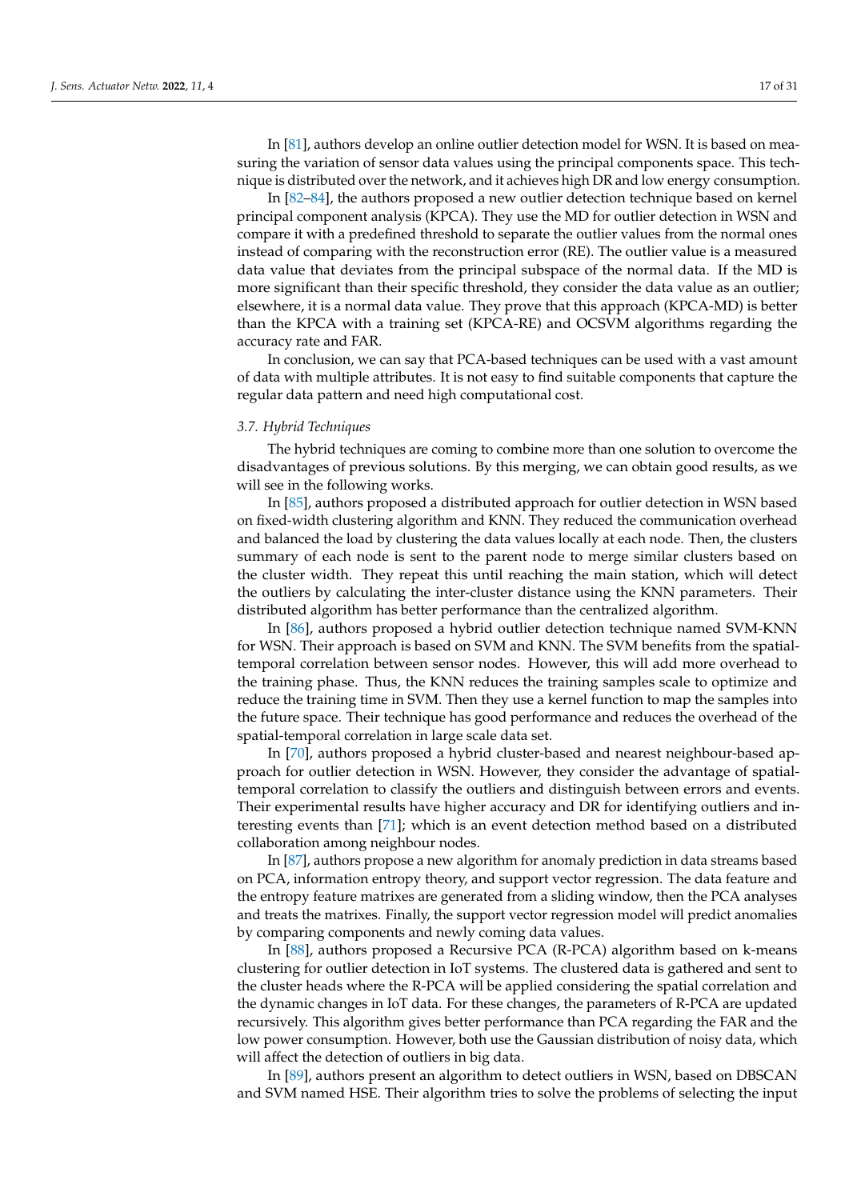In [81], authors develop an online outlier detection model for WSN. It is based on measuring the variation of sensor data values using the principal components space. This technique is distributed over the network, and it achieves high DR and low energy consumption.

In [82–84], the authors proposed a new outlier detection technique based on kernel principal component analysis (KPCA). They use the MD for outlier detection in WSN and compare it with a predefined threshold to separate the outlier values from the normal ones instead of comparing with the reconstruction error (RE). The outlier value is a measured data value that deviates from the principal subspace of the normal data. If the MD is more significant than their specific threshold, they consider the data value as an outlier; elsewhere, it is a normal data value. They prove that this approach (KPCA-MD) is better than the KPCA with a training set (KPCA-RE) and OCSVM algorithms regarding the accuracy rate and FAR.

In conclusion, we can say that PCA-based techniques can be used with a vast amount of data with multiple attributes. It is not easy to find suitable components that capture the regular data pattern and need high computational cost.

### 3.7. Hybrid Techniques

The hybrid techniques are coming to combine more than one solution to overcome the disadvantages of previous solutions. By this merging, we can obtain good results, as we will see in the following works.

In [85], authors proposed a distributed approach for outlier detection in WSN based on fixed-width clustering algorithm and KNN. They reduced the communication overhead and balanced the load by clustering the data values locally at each node. Then, the clusters summary of each node is sent to the parent node to merge similar clusters based on the cluster width. They repeat this until reaching the main station, which will detect the outliers by calculating the inter-cluster distance using the KNN parameters. Their distributed algorithm has better performance than the centralized algorithm.

In [86], authors proposed a hybrid outlier detection technique named SVM-KNN for WSN. Their approach is based on SVM and KNN. The SVM benefits from the spatial-temporal correlation between sensor nodes. However, this will add more overhead to the training phase. Thus, the KNN reduces the training samples scale to optimize and reduce the training time in SVM. Then they use a kernel function to map the samples into the future space. Their technique has good performance and reduces the overhead of the spatial-temporal correlation in large scale data set.

In [70], authors proposed a hybrid cluster-based and nearest neighbour-based approach for outlier detection in WSN. However, they consider the advantage of spatial-temporal correlation to classify the outliers and distinguish between errors and events. Their experimental results have higher accuracy and DR for identifying outliers and interesting events than [71]; which is an event detection method based on a distributed collaboration among neighbour nodes.

In [87], authors propose a new algorithm for anomaly prediction in data streams based on PCA, information entropy theory, and support vector regression. The data feature and the entropy feature matrixes are generated from a sliding window, then the PCA analyses and treats the matrixes. Finally, the support vector regression model will predict anomalies by comparing components and newly coming data values.

In [88], authors proposed a Recursive PCA (R-PCA) algorithm based on k-means clustering for outlier detection in IoT systems. The clustered data is gathered and sent to the cluster heads where the R-PCA will be applied considering the spatial correlation and the dynamic changes in IoT data. For these changes, the parameters of R-PCA are updated recursively. This algorithm gives better performance than PCA regarding the FAR and the low power consumption. However, both use the Gaussian distribution of noisy data, which will affect the detection of outliers in big data.

In [89], authors present an algorithm to detect outliers in WSN, based on DBSCAN and SVM named HSE. Their algorithm tries to solve the problems of selecting the input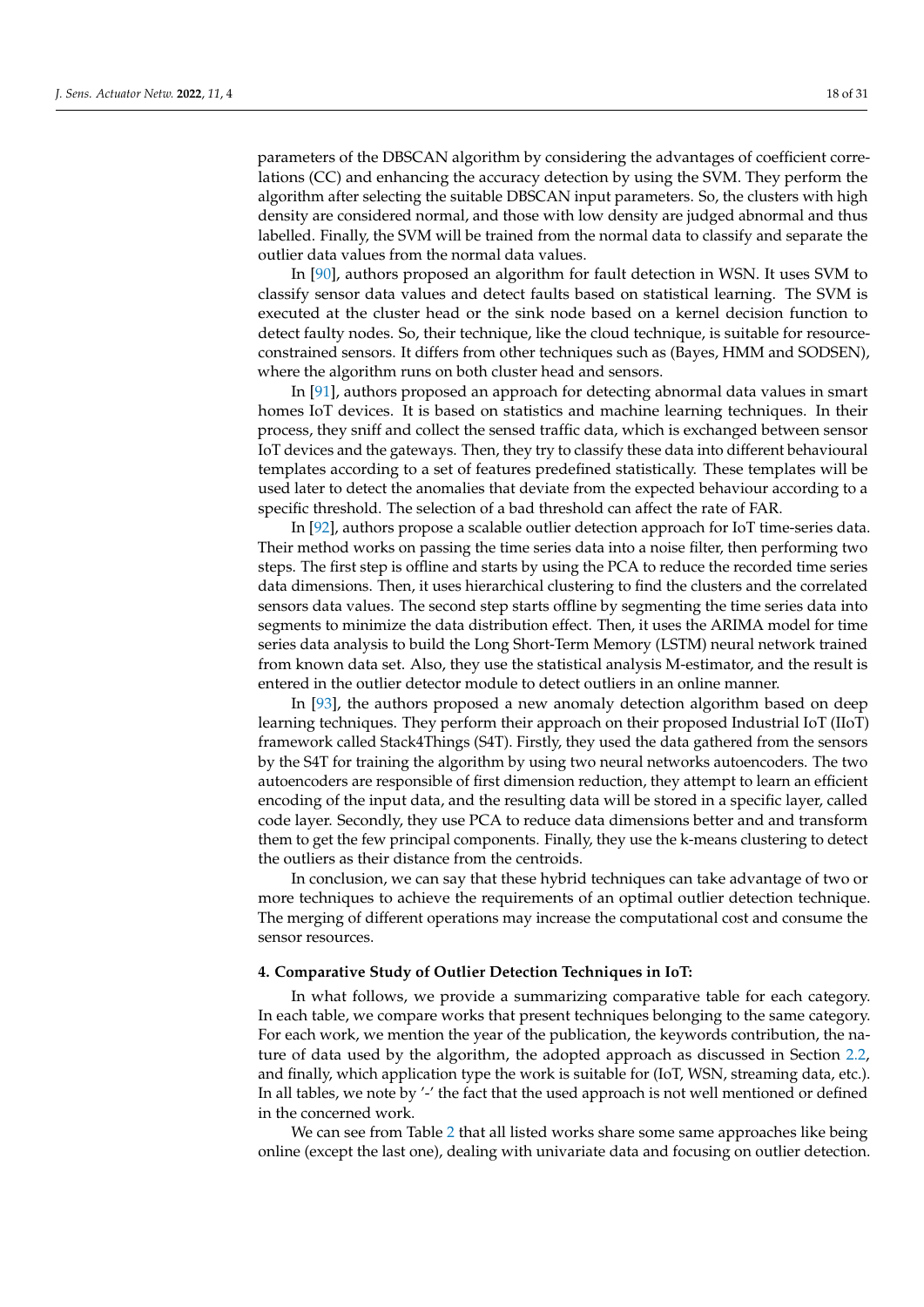parameters of the DBSCAN algorithm by considering the advantages of coefficient correlations (CC) and enhancing the accuracy detection by using the SVM. They perform the algorithm after selecting the suitable DBSCAN input parameters. So, the clusters with high density are considered normal, and those with low density are judged abnormal and thus labelled. Finally, the SVM will be trained from the normal data to classify and separate the outlier data values from the normal data values.

In [90], authors proposed an algorithm for fault detection in WSN. It uses SVM to classify sensor data values and detect faults based on statistical learning. The SVM is executed at the cluster head or the sink node based on a kernel decision function to detect faulty nodes. So, their technique, like the cloud technique, is suitable for resource-constrained sensors. It differs from other techniques such as (Bayes, HMM and SODSEN), where the algorithm runs on both cluster head and sensors.

In [91], authors proposed an approach for detecting abnormal data values in smart homes IoT devices. It is based on statistics and machine learning techniques. In their process, they sniff and collect the sensed traffic data, which is exchanged between sensor IoT devices and the gateways. Then, they try to classify these data into different behavioural templates according to a set of features predefined statistically. These templates will be used later to detect the anomalies that deviate from the expected behaviour according to a specific threshold. The selection of a bad threshold can affect the rate of FAR.

In [92], authors propose a scalable outlier detection approach for IoT time-series data. Their method works on passing the time series data into a noise filter, then performing two steps. The first step is offline and starts by using the PCA to reduce the recorded time series data dimensions. Then, it uses hierarchical clustering to find the clusters and the correlated sensors data values. The second step starts offline by segmenting the time series data into segments to minimize the data distribution effect. Then, it uses the ARIMA model for time series data analysis to build the Long Short-Term Memory (LSTM) neural network trained from known data set. Also, they use the statistical analysis M-estimator, and the result is entered in the outlier detector module to detect outliers in an online manner.

In [93], the authors proposed a new anomaly detection algorithm based on deep learning techniques. They perform their approach on their proposed Industrial IoT (IIoT) framework called Stack4Things (S4T). Firstly, they used the data gathered from the sensors by the S4T for training the algorithm by using two neural networks autoencoders. The two autoencoders are responsible of first dimension reduction, they attempt to learn an efficient encoding of the input data, and the resulting data will be stored in a specific layer, called code layer. Secondly, they use PCA to reduce data dimensions better and and transform them to get the few principal components. Finally, they use the k-means clustering to detect the outliers as their distance from the centroids.

In conclusion, we can say that these hybrid techniques can take advantage of two or more techniques to achieve the requirements of an optimal outlier detection technique. The merging of different operations may increase the computational cost and consume the sensor resources.

## 4. Comparative Study of Outlier Detection Techniques in IoT:

In what follows, we provide a summarizing comparative table for each category. In each table, we compare works that present techniques belonging to the same category. For each work, we mention the year of the publication, the keywords contribution, the nature of data used by the algorithm, the adopted approach as discussed in Section 2.2, and finally, which application type the work is suitable for (IoT, WSN, streaming data, etc.). In all tables, we note by '-' the fact that the used approach is not well mentioned or defined in the concerned work.

We can see from Table 2 that all listed works share some same approaches like being online (except the last one), dealing with univariate data and focusing on outlier detection.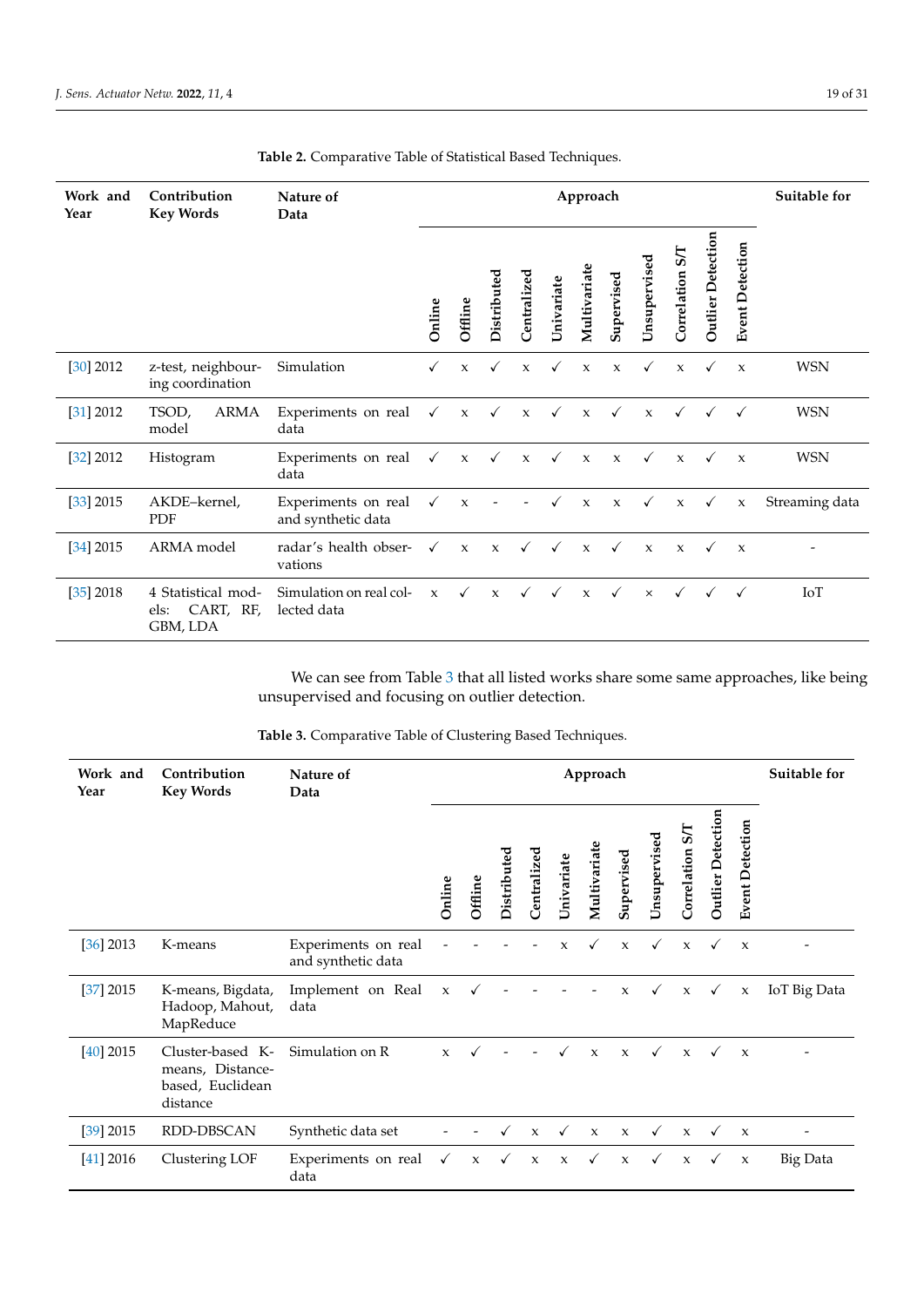**Table 2.** Comparative Table of Statistical Based Techniques.

| Work and Year | Contribution Key Words | Nature of Data | Approach | | | | | | | | | | | Suitable for |
|---|---|---|---|---|---|---|---|---|---|---|---|---|---|---|
| | | | Online | Offline | Distributed | Centralized | Univariate | Multivariate | Supervised | Unsupervised | Correlation S/T | Outlier Detection | Event Detection | |
| [30] 2012 | z-test, neighbouring coordination | Simulation | ✓ | x | ✓ | x | ✓ | x | x | ✓ | x | ✓ | x | WSN |
| [31] 2012 | TSOD, ARMA model | Experiments on real data | ✓ | x | ✓ | x | ✓ | x | ✓ | x | ✓ | ✓ | ✓ | WSN |
| [32] 2012 | Histogram | Experiments on real data | ✓ | x | ✓ | x | ✓ | x | x | ✓ | x | ✓ | x | WSN |
| [33] 2015 | AKDE–kernel, PDF | Experiments on real and synthetic data | ✓ | x | - | - | ✓ | x | x | ✓ | x | ✓ | x | Streaming data |
| [34] 2015 | ARMA model | radar's health observations | ✓ | x | x | ✓ | ✓ | x | ✓ | x | x | ✓ | x | - |
| [35] 2018 | 4 Statistical models: CART, RF, GBM, LDA | Simulation on real collected data | x | ✓ | x | ✓ | ✓ | x | ✓ | × | ✓ | ✓ | ✓ | IoT |

We can see from Table 3 that all listed works share some same approaches, like being unsupervised and focusing on outlier detection.

**Table 3.** Comparative Table of Clustering Based Techniques.

| Work and Year | Contribution Key Words | Nature of Data | Approach | | | | | | | | | | | Suitable for |
|---|---|---|---|---|---|---|---|---|---|---|---|---|---|---|
| | | | Online | Offline | Distributed | Centralized | Univariate | Multivariate | Supervised | Unsupervised | Correlation S/T | Outlier Detection | Event Detection | |
| [36] 2013 | K-means | Experiments on real and synthetic data | - | - | - | - | x | ✓ | x | ✓ | x | ✓ | x | - |
| [37] 2015 | K-means, Bigdata, Hadoop, Mahout, MapReduce | Implement on Real data | x | ✓ | - | - | - | - | x | ✓ | x | ✓ | x | IoT Big Data |
| [40] 2015 | Cluster-based K-means, Distance-based, Euclidean distance | Simulation on R | x | ✓ | - | - | ✓ | x | x | ✓ | x | ✓ | x | - |
| [39] 2015 | RDD-DBSCAN | Synthetic data set | - | - | ✓ | x | ✓ | x | x | ✓ | x | ✓ | x | - |
| [41] 2016 | Clustering LOF | Experiments on real data | ✓ | x | ✓ | x | x | ✓ | x | ✓ | x | ✓ | x | Big Data |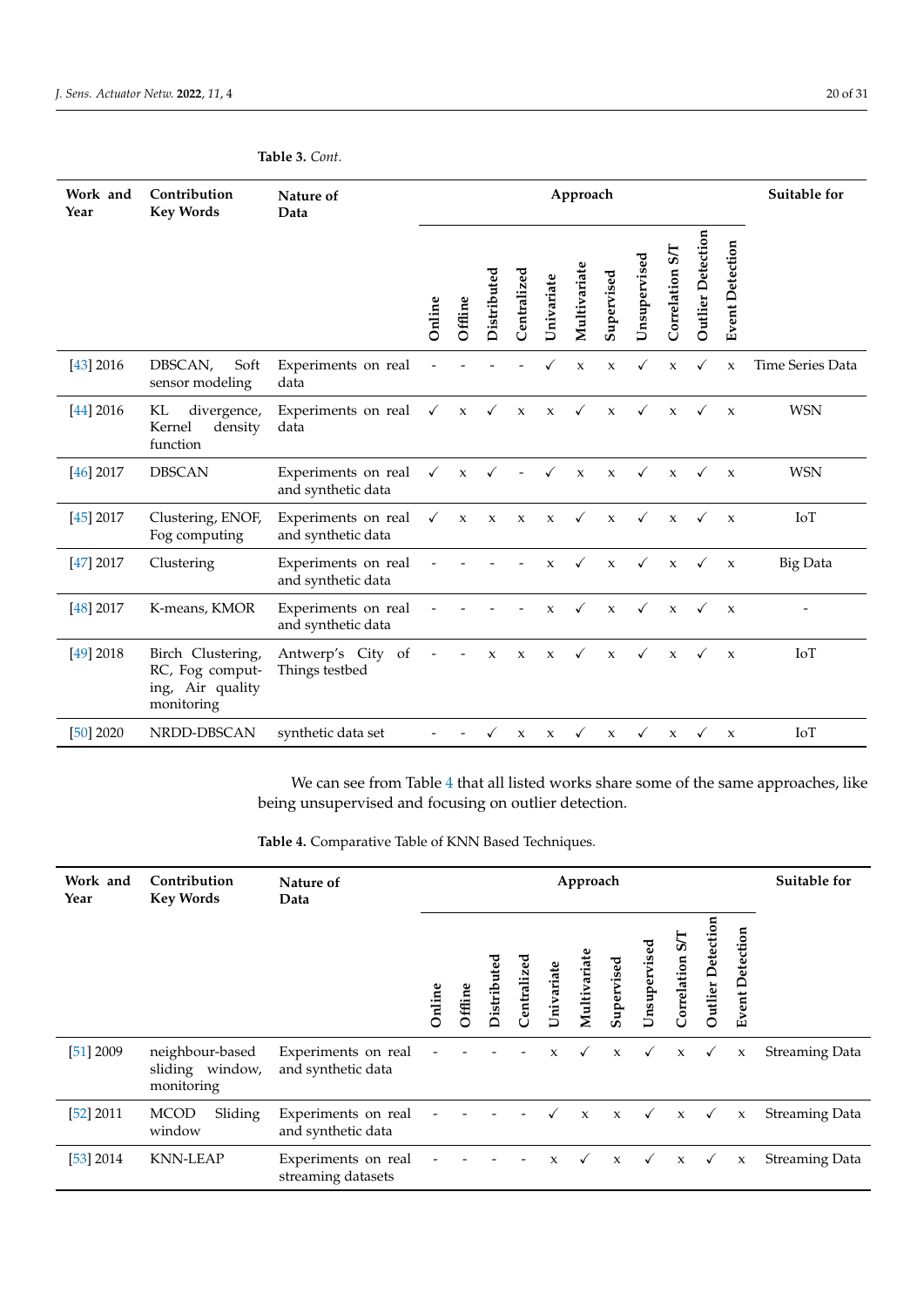**Table 3.** *Cont.*

| Work and Year | Contribution Key Words | Nature of Data | Approach | | | | | | | | | | | Suitable for |
|---|---|---|---|---|---|---|---|---|---|---|---|---|---|---|
| | | | Online | Offline | Distributed | Centralized | Univariate | Multivariate | Supervised | Unsupervised | Correlation S/T | Outlier Detection | Event Detection | |
| [43] 2016 | DBSCAN, Soft sensor modeling | Experiments on real data | - | - | - | - | ✓ | x | x | ✓ | x | ✓ | x | Time Series Data |
| [44] 2016 | KL divergence, Kernel density function | Experiments on real data | ✓ | x | ✓ | x | x | ✓ | x | ✓ | x | ✓ | x | WSN |
| [46] 2017 | DBSCAN | Experiments on real and synthetic data | ✓ | x | ✓ | - | ✓ | x | x | ✓ | x | ✓ | x | WSN |
| [45] 2017 | Clustering, ENOF, Fog computing | Experiments on real and synthetic data | ✓ | x | x | x | x | ✓ | x | ✓ | x | ✓ | x | IoT |
| [47] 2017 | Clustering | Experiments on real and synthetic data | - | - | - | - | x | ✓ | x | ✓ | x | ✓ | x | Big Data |
| [48] 2017 | K-means, KMOR | Experiments on real and synthetic data | - | - | - | - | x | ✓ | x | ✓ | x | ✓ | x | - |
| [49] 2018 | Birch Clustering, RC, Fog computing, Air quality monitoring | Antwerp's City of Things testbed | - | - | x | x | x | ✓ | x | ✓ | x | ✓ | x | IoT |
| [50] 2020 | NRDD-DBSCAN | synthetic data set | - | - | ✓ | x | x | ✓ | x | ✓ | x | ✓ | x | IoT |

We can see from Table 4 that all listed works share some of the same approaches, like being unsupervised and focusing on outlier detection.

**Table 4.** Comparative Table of KNN Based Techniques.

| Work and Year | Contribution Key Words | Nature of Data | Approach | | | | | | | | | | | Suitable for |
|---|---|---|---|---|---|---|---|---|---|---|---|---|---|---|
| | | | Online | Offline | Distributed | Centralized | Univariate | Multivariate | Supervised | Unsupervised | Correlation S/T | Outlier Detection | Event Detection | |
| [51] 2009 | neighbour-based sliding window, monitoring | Experiments on real and synthetic data | - | - | - | - | x | ✓ | x | ✓ | x | ✓ | x | Streaming Data |
| [52] 2011 | MCOD Sliding window | Experiments on real and synthetic data | - | - | - | - | ✓ | x | x | ✓ | x | ✓ | x | Streaming Data |
| [53] 2014 | KNN-LEAP | Experiments on real streaming datasets | - | - | - | - | x | ✓ | x | ✓ | x | ✓ | x | Streaming Data |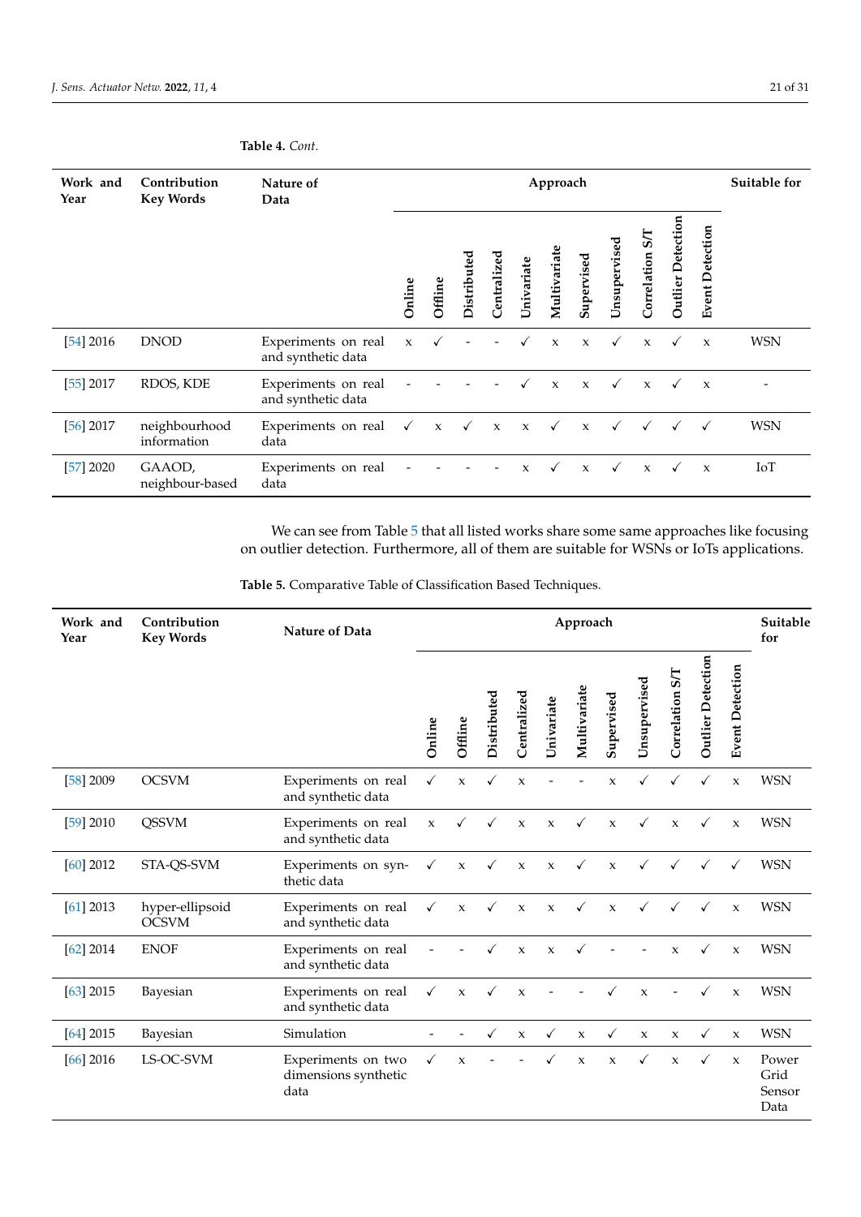**Table 4.** *Cont.*

| Work and Year | Contribution Key Words | Nature of Data | Approach | | | | | | | | | | | Suitable for |
|---|---|---|---|---|---|---|---|---|---|---|---|---|---|---|
| | | | Online | Offline | Distributed | Centralized | Univariate | Multivariate | Supervised | Unsupervised | Correlation S/T | Outlier Detection | Event Detection | |
| [54] 2016 | DNOD | Experiments on real and synthetic data | x | ✓ | - | - | ✓ | x | x | ✓ | x | ✓ | x | WSN |
| [55] 2017 | RDOS, KDE | Experiments on real and synthetic data | - | - | - | - | ✓ | x | x | ✓ | x | ✓ | x | - |
| [56] 2017 | neighbourhood information | Experiments on real data | ✓ | x | ✓ | x | x | ✓ | x | ✓ | ✓ | ✓ | ✓ | WSN |
| [57] 2020 | GAAOD, neighbour-based | Experiments on real data | - | - | - | - | x | ✓ | x | ✓ | x | ✓ | x | IoT |

We can see from Table 5 that all listed works share some same approaches like focusing on outlier detection. Furthermore, all of them are suitable for WSNs or IoTs applications.

**Table 5.** Comparative Table of Classification Based Techniques.

| Work and Year | Contribution Key Words | Nature of Data | Approach | | | | | | | | | | | Suitable for |
|---|---|---|---|---|---|---|---|---|---|---|---|---|---|---|
| | | | Online | Offline | Distributed | Centralized | Univariate | Multivariate | Supervised | Unsupervised | Correlation S/T | Outlier Detection | Event Detection | |
| [58] 2009 | OCSVM | Experiments on real and synthetic data | ✓ | x | ✓ | x | - | - | x | ✓ | ✓ | ✓ | x | WSN |
| [59] 2010 | QSSVM | Experiments on real and synthetic data | x | ✓ | ✓ | x | x | ✓ | x | ✓ | x | ✓ | x | WSN |
| [60] 2012 | STA-QS-SVM | Experiments on synthetic data | ✓ | x | ✓ | x | x | ✓ | x | ✓ | ✓ | ✓ | ✓ | WSN |
| [61] 2013 | hyper-ellipsoid OCSVM | Experiments on real and synthetic data | ✓ | x | ✓ | x | x | ✓ | x | ✓ | ✓ | ✓ | x | WSN |
| [62] 2014 | ENOF | Experiments on real and synthetic data | - | - | ✓ | x | x | ✓ | - | - | x | ✓ | x | WSN |
| [63] 2015 | Bayesian | Experiments on real and synthetic data | ✓ | x | ✓ | x | - | - | ✓ | x | - | ✓ | x | WSN |
| [64] 2015 | Bayesian | Simulation | - | - | ✓ | x | ✓ | x | ✓ | x | x | ✓ | x | WSN |
| [66] 2016 | LS-OC-SVM | Experiments on two dimensions synthetic data | ✓ | x | - | - | ✓ | x | x | ✓ | x | ✓ | x | Power Grid Sensor Data |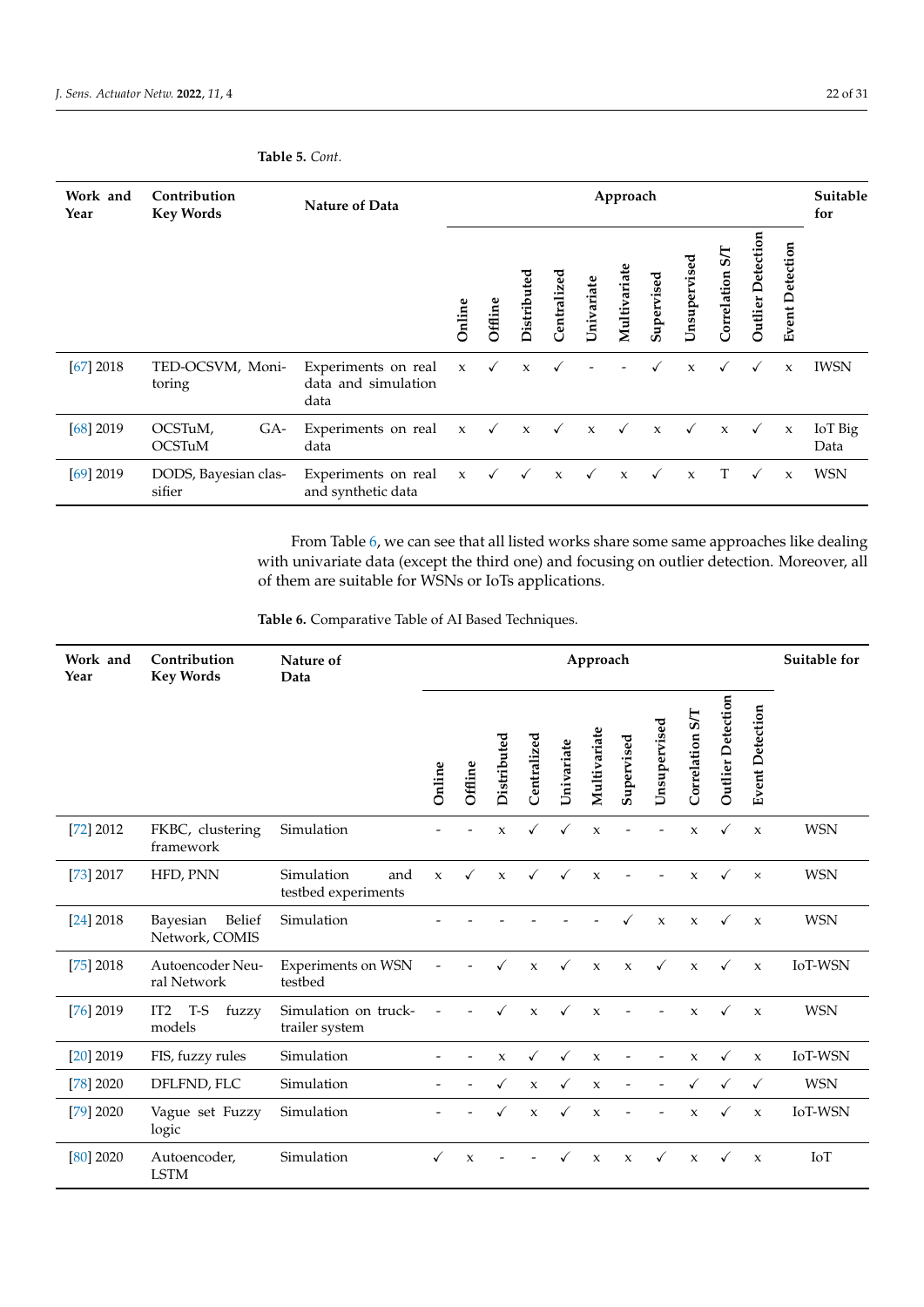**Table 5.** *Cont.*

| Work and Year | Contribution Key Words | Nature of Data | Approach | | | | | | | | | | | Suitable for |
|---|---|---|---|---|---|---|---|---|---|---|---|---|---|---|
| | | | Online | Offline | Distributed | Centralized | Univariate | Multivariate | Supervised | Unsupervised | Correlation S/T | Outlier Detection | Event Detection | |
| [67] 2018 | TED-OCSVM, Monitoring | Experiments on real data and simulation data | x | ✓ | x | ✓ | - | - | ✓ | x | ✓ | ✓ | x | IWSN |
| [68] 2019 | OCSTuM, GA-OCSTuM | Experiments on real data | x | ✓ | x | ✓ | x | ✓ | x | ✓ | x | ✓ | x | IoT Big Data |
| [69] 2019 | DODS, Bayesian classifier | Experiments on real and synthetic data | x | ✓ | ✓ | x | ✓ | x | ✓ | x | T | ✓ | x | WSN |

From Table 6, we can see that all listed works share some same approaches like dealing with univariate data (except the third one) and focusing on outlier detection. Moreover, all of them are suitable for WSNs or IoTs applications.

**Table 6.** Comparative Table of AI Based Techniques.

| Work and Year | Contribution Key Words | Nature of Data | Approach | | | | | | | | | | | Suitable for |
|---|---|---|---|---|---|---|---|---|---|---|---|---|---|---|
| | | | Online | Offline | Distributed | Centralized | Univariate | Multivariate | Supervised | Unsupervised | Correlation S/T | Outlier Detection | Event Detection | |
| [72] 2012 | FKBC, clustering framework | Simulation | - | - | x | ✓ | ✓ | x | - | - | x | ✓ | x | WSN |
| [73] 2017 | HFD, PNN | Simulation and testbed experiments | x | ✓ | x | ✓ | ✓ | x | - | - | x | ✓ | x | WSN |
| [24] 2018 | Bayesian Belief Network, COMIS | Simulation | - | - | - | - | - | - | ✓ | x | x | ✓ | x | WSN |
| [75] 2018 | Autoencoder Neural Network | Experiments on WSN testbed | - | - | ✓ | x | ✓ | x | x | ✓ | x | ✓ | x | IoT-WSN |
| [76] 2019 | IT2 T-S fuzzy models | Simulation on truck-trailer system | - | - | ✓ | x | ✓ | x | - | - | x | ✓ | x | WSN |
| [20] 2019 | FIS, fuzzy rules | Simulation | - | - | x | ✓ | ✓ | x | - | - | x | ✓ | x | IoT-WSN |
| [78] 2020 | DFLFND, FLC | Simulation | - | - | ✓ | x | ✓ | x | - | - | ✓ | ✓ | ✓ | WSN |
| [79] 2020 | Vague set Fuzzy logic | Simulation | - | - | ✓ | x | ✓ | x | - | - | x | ✓ | x | IoT-WSN |
| [80] 2020 | Autoencoder, LSTM | Simulation | ✓ | x | - | - | ✓ | x | x | ✓ | x | ✓ | x | IoT |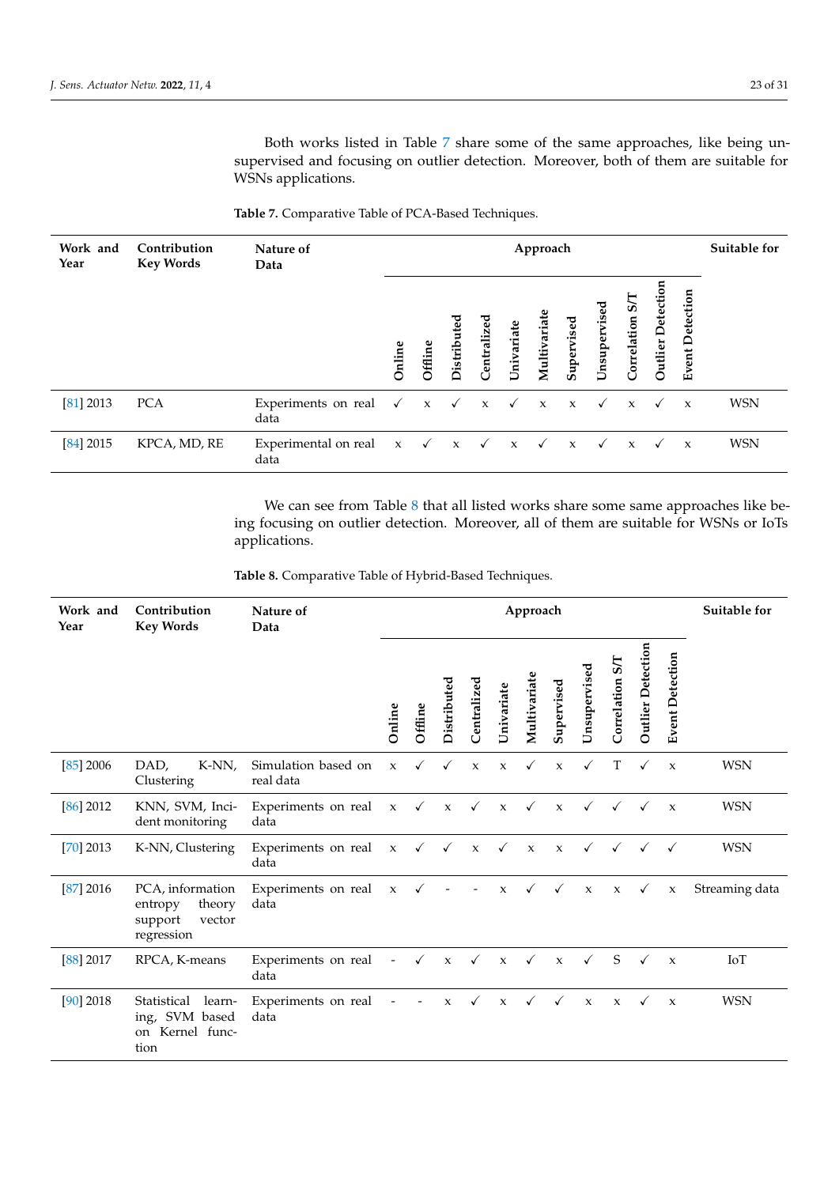Both works listed in Table 7 share some of the same approaches, like being unsupervised and focusing on outlier detection. Moreover, both of them are suitable for WSNs applications.

**Table 7.** Comparative Table of PCA-Based Techniques.

| Work and Year | Contribution Key Words | Nature of Data | Approach | | | | | | | | | | | Suitable for |
|---|---|---|---|---|---|---|---|---|---|---|---|---|---|---|
| | | | Online | Offline | Distributed | Centralized | Univariate | Multivariate | Supervised | Unsupervised | Correlation S/T | Outlier Detection | Event Detection | |
| [81] 2013 | PCA | Experiments on real data | ✓ | x | ✓ | x | ✓ | x | x | ✓ | x | ✓ | x | WSN |
| [84] 2015 | KPCA, MD, RE | Experimental on real data | x | ✓ | x | ✓ | x | ✓ | x | ✓ | x | ✓ | x | WSN |

We can see from Table 8 that all listed works share some same approaches like being focusing on outlier detection. Moreover, all of them are suitable for WSNs or IoTs applications.

**Table 8.** Comparative Table of Hybrid-Based Techniques.

| Work and Year | Contribution Key Words | Nature of Data | Approach | | | | | | | | | | | Suitable for |
|---|---|---|---|---|---|---|---|---|---|---|---|---|---|---|
| | | | Online | Offline | Distributed | Centralized | Univariate | Multivariate | Supervised | Unsupervised | Correlation S/T | Outlier Detection | Event Detection | |
| [85] 2006 | DAD, K-NN, Clustering | Simulation based on real data | x | ✓ | ✓ | x | x | ✓ | x | ✓ | T | ✓ | x | WSN |
| [86] 2012 | KNN, SVM, Incident monitoring | Experiments on real data | x | ✓ | x | ✓ | x | ✓ | x | ✓ | ✓ | ✓ | x | WSN |
| [70] 2013 | K-NN, Clustering | Experiments on real data | x | ✓ | ✓ | x | ✓ | x | x | ✓ | ✓ | ✓ | ✓ | WSN |
| [87] 2016 | PCA, information entropy theory support vector regression | Experiments on real data | x | ✓ | - | - | x | ✓ | ✓ | x | x | ✓ | x | Streaming data |
| [88] 2017 | RPCA, K-means | Experiments on real data | - | ✓ | x | ✓ | x | ✓ | x | ✓ | S | ✓ | x | IoT |
| [90] 2018 | Statistical learning, SVM based on Kernel function | Experiments on real data | - | - | x | ✓ | x | ✓ | ✓ | x | x | ✓ | x | WSN |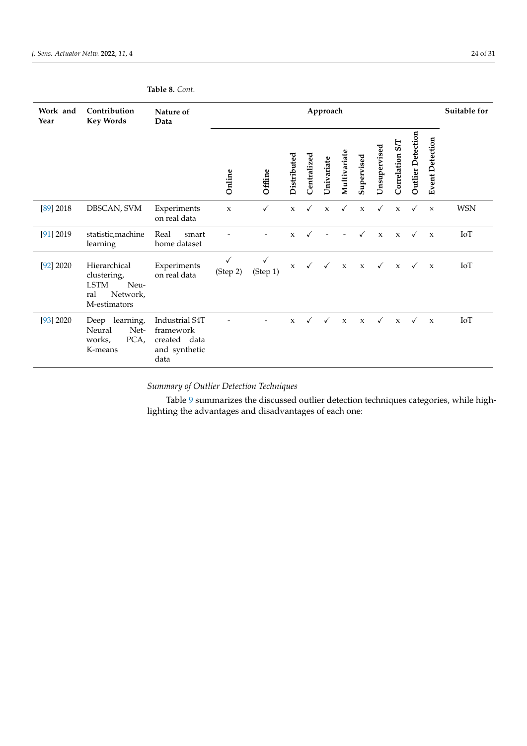Table 8. *Cont.*

| Work and Year | Contribution Key Words | Nature of Data | Approach | | | | | | | | | | | Suitable for |
|---|---|---|---|---|---|---|---|---|---|---|---|---|---|---|
| | | | Online | Offline | Distributed | Centralized | Univariate | Multivariate | Supervised | Unsupervised | Correlation S/T | Outlier Detection | Event Detection | |
| [89] 2018 | DBSCAN, SVM | Experiments on real data | x | ✓ | x | ✓ | x | ✓ | x | ✓ | x | ✓ | × | WSN |
| [91] 2019 | statistic,machine learning | Real smart home dataset | - | - | x | ✓ | - | - | ✓ | x | x | ✓ | x | IoT |
| [92] 2020 | Hierarchical clustering, LSTM Neural Network, M-estimators | Experiments on real data | ✓ (Step 2) | ✓ (Step 1) | x | ✓ | ✓ | x | x | ✓ | x | ✓ | x | IoT |
| [93] 2020 | Deep learning, Neural Networks, PCA, K-means | Industrial S4T framework created data and synthetic data | - | - | x | ✓ | ✓ | x | x | ✓ | x | ✓ | x | IoT |

*Summary of Outlier Detection Techniques*

Table 9 summarizes the discussed outlier detection techniques categories, while highlighting the advantages and disadvantages of each one: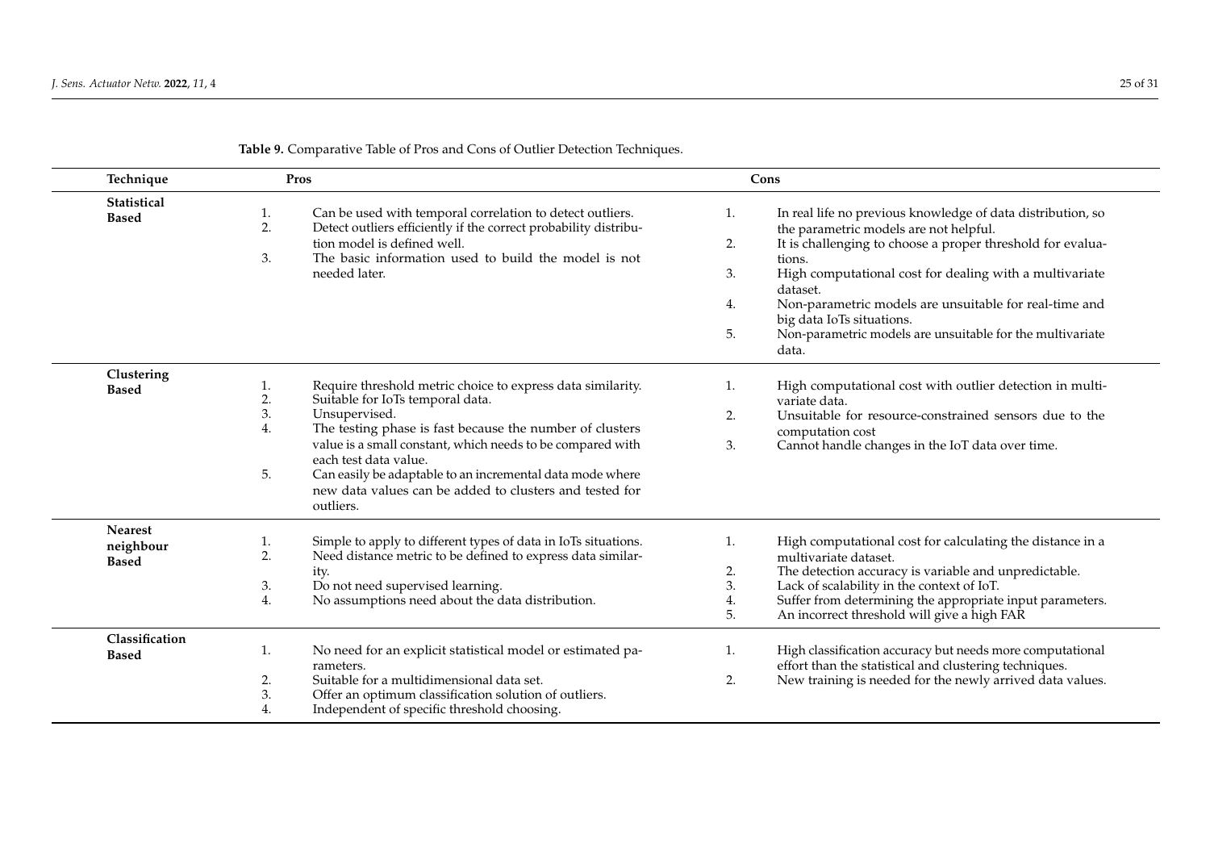**Table 9.** Comparative Table of Pros and Cons of Outlier Detection Techniques.

| Technique | Pros | Cons |
| --- | --- | --- |
| **Statistical Based** | 1. Can be used with temporal correlation to detect outliers.<br>2. Detect outliers efficiently if the correct probability distribution model is defined well.<br>3. The basic information used to build the model is not needed later. | 1. In real life no previous knowledge of data distribution, so the parametric models are not helpful.<br>2. It is challenging to choose a proper threshold for evaluations.<br>3. High computational cost for dealing with a multivariate dataset.<br>4. Non-parametric models are unsuitable for real-time and big data IoTs situations.<br>5. Non-parametric models are unsuitable for the multivariate data. |
| **Clustering Based** | 1. Require threshold metric choice to express data similarity.<br>2. Suitable for IoTs temporal data.<br>3. Unsupervised.<br>4. The testing phase is fast because the number of clusters value is a small constant, which needs to be compared with each test data value.<br>5. Can easily be adaptable to an incremental data mode where new data values can be added to clusters and tested for outliers. | 1. High computational cost with outlier detection in multivariate data.<br>2. Unsuitable for resource-constrained sensors due to the computation cost<br>3. Cannot handle changes in the IoT data over time. |
| **Nearest neighbour Based** | 1. Simple to apply to different types of data in IoTs situations.<br>2. Need distance metric to be defined to express data similarity.<br>3. Do not need supervised learning.<br>4. No assumptions need about the data distribution. | 1. High computational cost for calculating the distance in a multivariate dataset.<br>2. The detection accuracy is variable and unpredictable.<br>3. Lack of scalability in the context of IoT.<br>4. Suffer from determining the appropriate input parameters.<br>5. An incorrect threshold will give a high FAR |
| **Classification Based** | 1. No need for an explicit statistical model or estimated parameters.<br>2. Suitable for a multidimensional data set.<br>3. Offer an optimum classification solution of outliers.<br>4. Independent of specific threshold choosing. | 1. High classification accuracy but needs more computational effort than the statistical and clustering techniques.<br>2. New training is needed for the newly arrived data values. |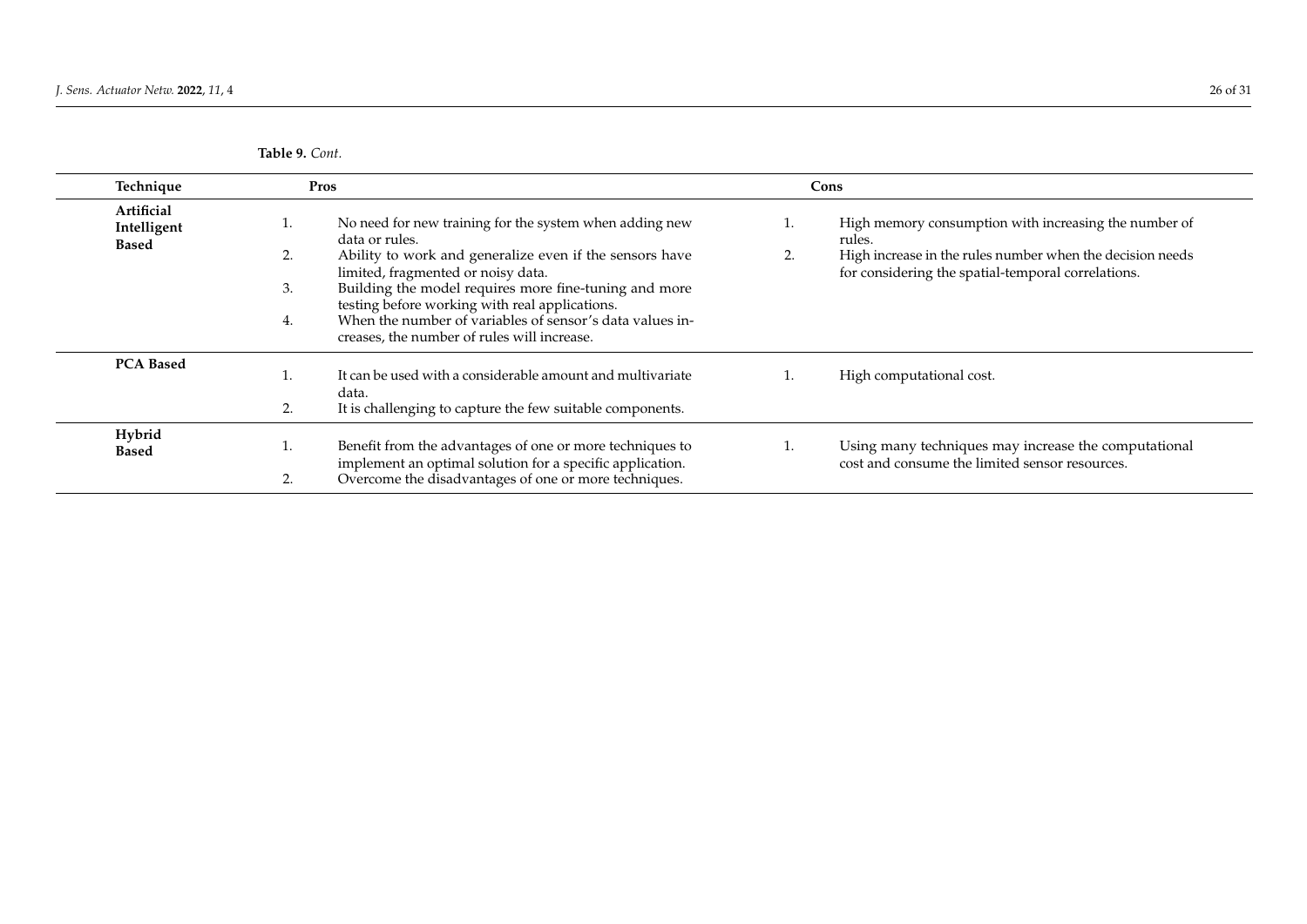**Table 9.** *Cont.*

| Technique | Pros | Cons |
|---|---|---|
| **Artificial Intelligent Based** | 1. No need for new training for the system when adding new data or rules.<br>2. Ability to work and generalize even if the sensors have limited, fragmented or noisy data.<br>3. Building the model requires more fine-tuning and more testing before working with real applications.<br>4. When the number of variables of sensor's data values increases, the number of rules will increase. | 1. High memory consumption with increasing the number of rules.<br>2. High increase in the rules number when the decision needs for considering the spatial-temporal correlations. |
| **PCA Based** | 1. It can be used with a considerable amount and multivariate data.<br>2. It is challenging to capture the few suitable components. | 1. High computational cost. |
| **Hybrid Based** | 1. Benefit from the advantages of one or more techniques to implement an optimal solution for a specific application.<br>2. Overcome the disadvantages of one or more techniques. | 1. Using many techniques may increase the computational cost and consume the limited sensor resources. |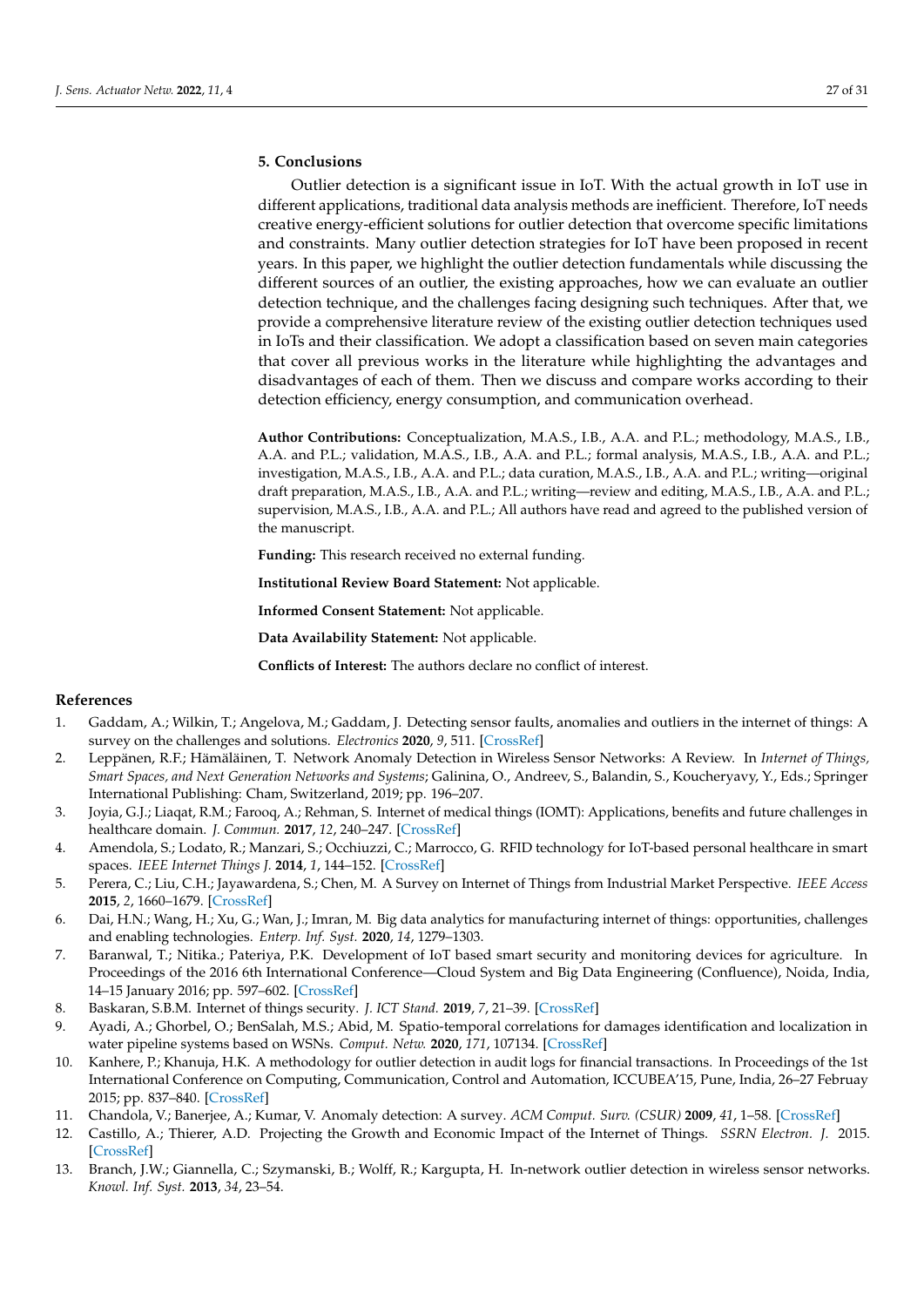## 5. Conclusions

Outlier detection is a significant issue in IoT. With the actual growth in IoT use in different applications, traditional data analysis methods are inefficient. Therefore, IoT needs creative energy-efficient solutions for outlier detection that overcome specific limitations and constraints. Many outlier detection strategies for IoT have been proposed in recent years. In this paper, we highlight the outlier detection fundamentals while discussing the different sources of an outlier, the existing approaches, how we can evaluate an outlier detection technique, and the challenges facing designing such techniques. After that, we provide a comprehensive literature review of the existing outlier detection techniques used in IoTs and their classification. We adopt a classification based on seven main categories that cover all previous works in the literature while highlighting the advantages and disadvantages of each of them. Then we discuss and compare works according to their detection efficiency, energy consumption, and communication overhead.

**Author Contributions:** Conceptualization, M.A.S., I.B., A.A. and P.L.; methodology, M.A.S., I.B., A.A. and P.L.; validation, M.A.S., I.B., A.A. and P.L.; formal analysis, M.A.S., I.B., A.A. and P.L.; investigation, M.A.S., I.B., A.A. and P.L.; data curation, M.A.S., I.B., A.A. and P.L.; writing—original draft preparation, M.A.S., I.B., A.A. and P.L.; writing—review and editing, M.A.S., I.B., A.A. and P.L.; supervision, M.A.S., I.B., A.A. and P.L.; All authors have read and agreed to the published version of the manuscript.

**Funding:** This research received no external funding.

**Institutional Review Board Statement:** Not applicable.

**Informed Consent Statement:** Not applicable.

**Data Availability Statement:** Not applicable.

**Conflicts of Interest:** The authors declare no conflict of interest.

## References

1. Gaddam, A.; Wilkin, T.; Angelova, M.; Gaddam, J. Detecting sensor faults, anomalies and outliers in the internet of things: A survey on the challenges and solutions. *Electronics* **2020**, *9*, 511. [CrossRef]
2. Leppänen, R.F.; Hämäläinen, T. Network Anomaly Detection in Wireless Sensor Networks: A Review. In *Internet of Things, Smart Spaces, and Next Generation Networks and Systems*; Galinina, O., Andreev, S., Balandin, S., Koucheryavy, Y., Eds.; Springer International Publishing: Cham, Switzerland, 2019; pp. 196–207.
3. Joyia, G.J.; Liaqat, R.M.; Farooq, A.; Rehman, S. Internet of medical things (IOMT): Applications, benefits and future challenges in healthcare domain. *J. Commun.* **2017**, *12*, 240–247. [CrossRef]
4. Amendola, S.; Lodato, R.; Manzari, S.; Occhiuzzi, C.; Marrocco, G. RFID technology for IoT-based personal healthcare in smart spaces. *IEEE Internet Things J.* **2014**, *1*, 144–152. [CrossRef]
5. Perera, C.; Liu, C.H.; Jayawardena, S.; Chen, M. A Survey on Internet of Things from Industrial Market Perspective. *IEEE Access* **2015**, *2*, 1660–1679. [CrossRef]
6. Dai, H.N.; Wang, H.; Xu, G.; Wan, J.; Imran, M. Big data analytics for manufacturing internet of things: opportunities, challenges and enabling technologies. *Enterp. Inf. Syst.* **2020**, *14*, 1279–1303.
7. Baranwal, T.; Nitika.; Pateriya, P.K. Development of IoT based smart security and monitoring devices for agriculture. In Proceedings of the 2016 6th International Conference—Cloud System and Big Data Engineering (Confluence), Noida, India, 14–15 January 2016; pp. 597–602. [CrossRef]
8. Baskaran, S.B.M. Internet of things security. *J. ICT Stand.* **2019**, *7*, 21–39. [CrossRef]
9. Ayadi, A.; Ghorbel, O.; BenSalah, M.S.; Abid, M. Spatio-temporal correlations for damages identification and localization in water pipeline systems based on WSNs. *Comput. Netw.* **2020**, *171*, 107134. [CrossRef]
10. Kanhere, P.; Khanuja, H.K. A methodology for outlier detection in audit logs for financial transactions. In Proceedings of the 1st International Conference on Computing, Communication, Control and Automation, ICCUBEA'15, Pune, India, 26–27 Februay 2015; pp. 837–840. [CrossRef]
11. Chandola, V.; Banerjee, A.; Kumar, V. Anomaly detection: A survey. *ACM Comput. Surv. (CSUR)* **2009**, *41*, 1–58. [CrossRef]
12. Castillo, A.; Thierer, A.D. Projecting the Growth and Economic Impact of the Internet of Things. *SSRN Electron. J.* 2015. [CrossRef]
13. Branch, J.W.; Giannella, C.; Szymanski, B.; Wolff, R.; Kargupta, H. In-network outlier detection in wireless sensor networks. *Knowl. Inf. Syst.* **2013**, *34*, 23–54.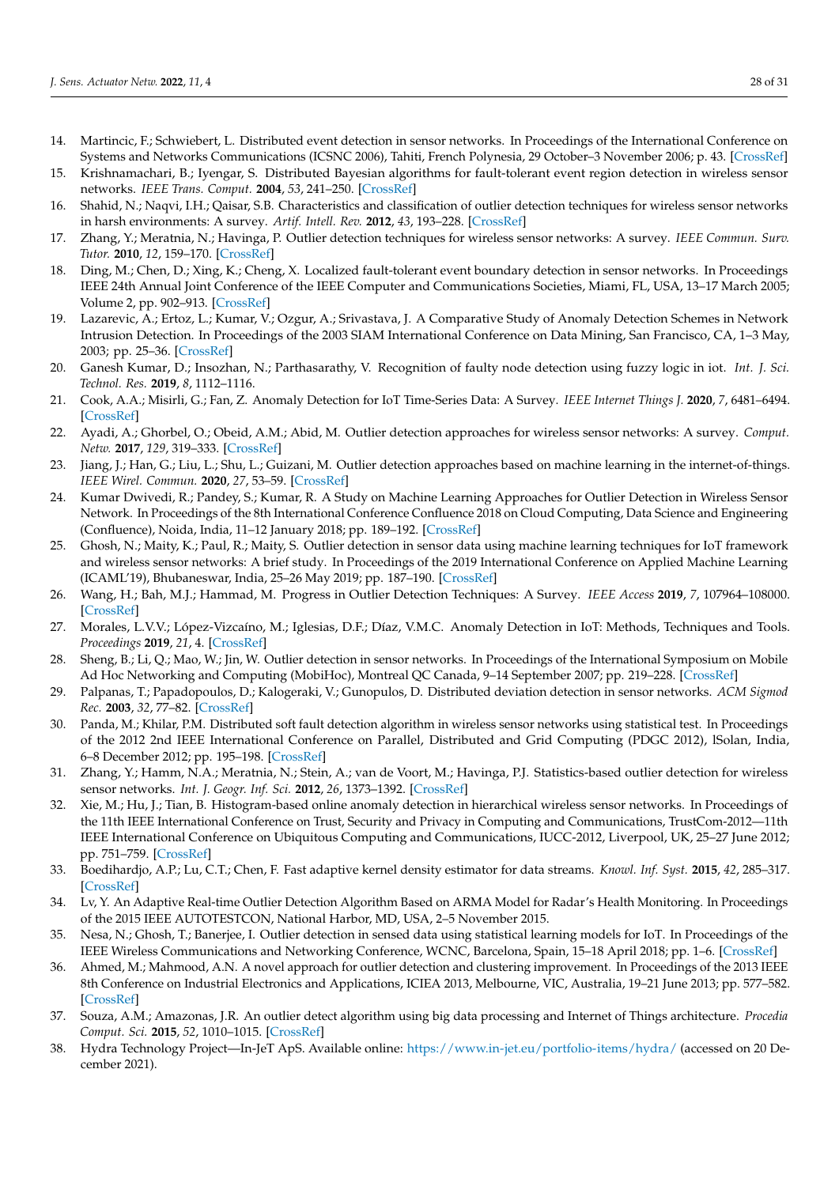14. Martincic, F.; Schwiebert, L. Distributed event detection in sensor networks. In Proceedings of the International Conference on Systems and Networks Communications (ICSNC 2006), Tahiti, French Polynesia, 29 October–3 November 2006; p. 43. [CrossRef]
15. Krishnamachari, B.; Iyengar, S. Distributed Bayesian algorithms for fault-tolerant event region detection in wireless sensor networks. *IEEE Trans. Comput.* **2004**, *53*, 241–250. [CrossRef]
16. Shahid, N.; Naqvi, I.H.; Qaisar, S.B. Characteristics and classification of outlier detection techniques for wireless sensor networks in harsh environments: A survey. *Artif. Intell. Rev.* **2012**, *43*, 193–228. [CrossRef]
17. Zhang, Y.; Meratnia, N.; Havinga, P. Outlier detection techniques for wireless sensor networks: A survey. *IEEE Commun. Surv. Tutor.* **2010**, *12*, 159–170. [CrossRef]
18. Ding, M.; Chen, D.; Xing, K.; Cheng, X. Localized fault-tolerant event boundary detection in sensor networks. In Proceedings IEEE 24th Annual Joint Conference of the IEEE Computer and Communications Societies, Miami, FL, USA, 13–17 March 2005; Volume 2, pp. 902–913. [CrossRef]
19. Lazarevic, A.; Ertoz, L.; Kumar, V.; Ozgur, A.; Srivastava, J. A Comparative Study of Anomaly Detection Schemes in Network Intrusion Detection. In Proceedings of the 2003 SIAM International Conference on Data Mining, San Francisco, CA, 1–3 May, 2003; pp. 25–36. [CrossRef]
20. Ganesh Kumar, D.; Insozhan, N.; Parthasarathy, V. Recognition of faulty node detection using fuzzy logic in iot. *Int. J. Sci. Technol. Res.* **2019**, *8*, 1112–1116.
21. Cook, A.A.; Misirli, G.; Fan, Z. Anomaly Detection for IoT Time-Series Data: A Survey. *IEEE Internet Things J.* **2020**, *7*, 6481–6494. [CrossRef]
22. Ayadi, A.; Ghorbel, O.; Obeid, A.M.; Abid, M. Outlier detection approaches for wireless sensor networks: A survey. *Comput. Netw.* **2017**, *129*, 319–333. [CrossRef]
23. Jiang, J.; Han, G.; Liu, L.; Shu, L.; Guizani, M. Outlier detection approaches based on machine learning in the internet-of-things. *IEEE Wirel. Commun.* **2020**, *27*, 53–59. [CrossRef]
24. Kumar Dwivedi, R.; Pandey, S.; Kumar, R. A Study on Machine Learning Approaches for Outlier Detection in Wireless Sensor Network. In Proceedings of the 8th International Conference Confluence 2018 on Cloud Computing, Data Science and Engineering (Confluence), Noida, India, 11–12 January 2018; pp. 189–192. [CrossRef]
25. Ghosh, N.; Maity, K.; Paul, R.; Maity, S. Outlier detection in sensor data using machine learning techniques for IoT framework and wireless sensor networks: A brief study. In Proceedings of the 2019 International Conference on Applied Machine Learning (ICAML'19), Bhubaneswar, India, 25–26 May 2019; pp. 187–190. [CrossRef]
26. Wang, H.; Bah, M.J.; Hammad, M. Progress in Outlier Detection Techniques: A Survey. *IEEE Access* **2019**, *7*, 107964–108000. [CrossRef]
27. Morales, L.V.V.; López-Vizcaíno, M.; Iglesias, D.F.; Díaz, V.M.C. Anomaly Detection in IoT: Methods, Techniques and Tools. *Proceedings* **2019**, *21*, 4. [CrossRef]
28. Sheng, B.; Li, Q.; Mao, W.; Jin, W. Outlier detection in sensor networks. In Proceedings of the International Symposium on Mobile Ad Hoc Networking and Computing (MobiHoc), Montreal QC Canada, 9–14 September 2007; pp. 219–228. [CrossRef]
29. Palpanas, T.; Papadopoulos, D.; Kalogeraki, V.; Gunopulos, D. Distributed deviation detection in sensor networks. *ACM Sigmod Rec.* **2003**, *32*, 77–82. [CrossRef]
30. Panda, M.; Khilar, P.M. Distributed soft fault detection algorithm in wireless sensor networks using statistical test. In Proceedings of the 2012 2nd IEEE International Conference on Parallel, Distributed and Grid Computing (PDGC 2012), lSolan, India, 6–8 December 2012; pp. 195–198. [CrossRef]
31. Zhang, Y.; Hamm, N.A.; Meratnia, N.; Stein, A.; van de Voort, M.; Havinga, P.J. Statistics-based outlier detection for wireless sensor networks. *Int. J. Geogr. Inf. Sci.* **2012**, *26*, 1373–1392. [CrossRef]
32. Xie, M.; Hu, J.; Tian, B. Histogram-based online anomaly detection in hierarchical wireless sensor networks. In Proceedings of the 11th IEEE International Conference on Trust, Security and Privacy in Computing and Communications, TrustCom-2012—11th IEEE International Conference on Ubiquitous Computing and Communications, IUCC-2012, Liverpool, UK, 25–27 June 2012; pp. 751–759. [CrossRef]
33. Boedihardjo, A.P.; Lu, C.T.; Chen, F. Fast adaptive kernel density estimator for data streams. *Knowl. Inf. Syst.* **2015**, *42*, 285–317. [CrossRef]
34. Lv, Y. An Adaptive Real-time Outlier Detection Algorithm Based on ARMA Model for Radar's Health Monitoring. In Proceedings of the 2015 IEEE AUTOTESTCON, National Harbor, MD, USA, 2–5 November 2015.
35. Nesa, N.; Ghosh, T.; Banerjee, I. Outlier detection in sensed data using statistical learning models for IoT. In Proceedings of the IEEE Wireless Communications and Networking Conference, WCNC, Barcelona, Spain, 15–18 April 2018; pp. 1–6. [CrossRef]
36. Ahmed, M.; Mahmood, A.N. A novel approach for outlier detection and clustering improvement. In Proceedings of the 2013 IEEE 8th Conference on Industrial Electronics and Applications, ICIEA 2013, Melbourne, VIC, Australia, 19–21 June 2013; pp. 577–582. [CrossRef]
37. Souza, A.M.; Amazonas, J.R. An outlier detect algorithm using big data processing and Internet of Things architecture. *Procedia Comput. Sci.* **2015**, *52*, 1010–1015. [CrossRef]
38. Hydra Technology Project—In-JeT ApS. Available online: https://www.in-jet.eu/portfolio-items/hydra/ (accessed on 20 December 2021).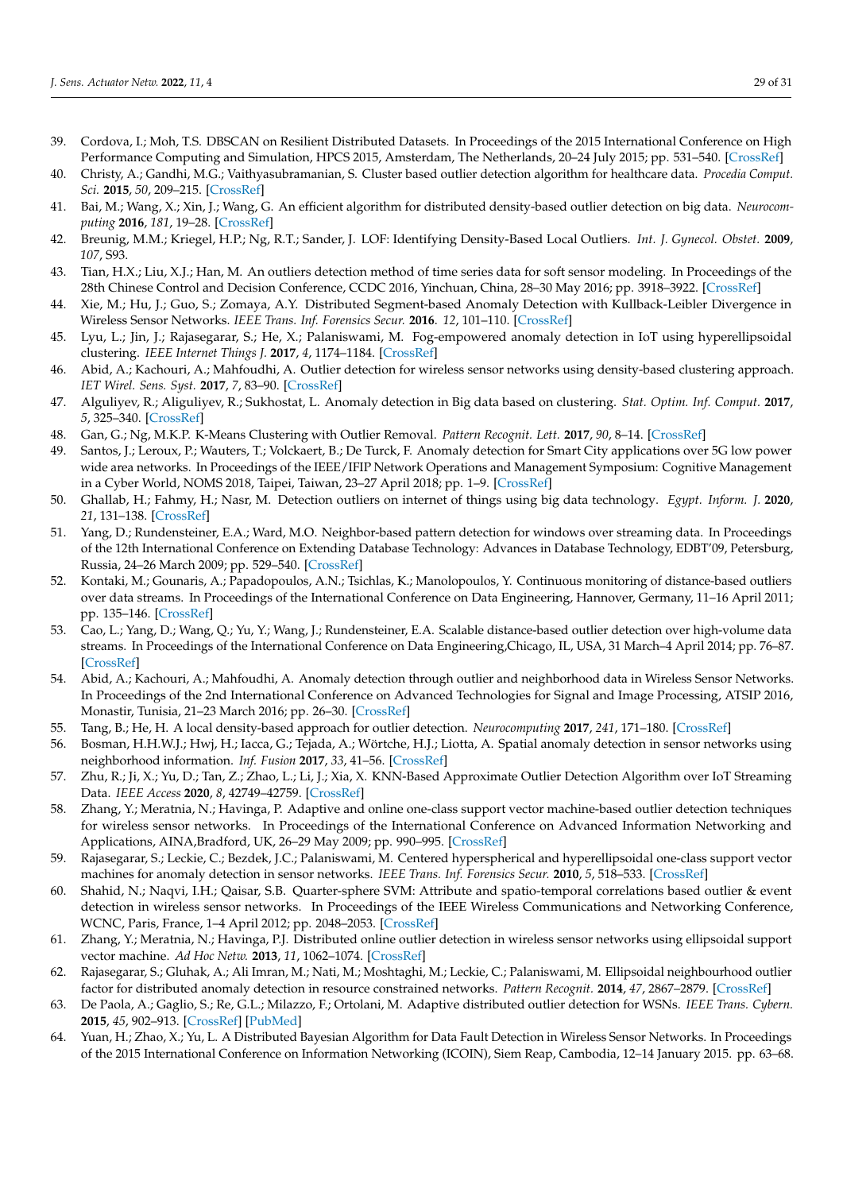39. Cordova, I.; Moh, T.S. DBSCAN on Resilient Distributed Datasets. In Proceedings of the 2015 International Conference on High Performance Computing and Simulation, HPCS 2015, Amsterdam, The Netherlands, 20–24 July 2015; pp. 531–540. [CrossRef]
40. Christy, A.; Gandhi, M.G.; Vaithyasubramanian, S. Cluster based outlier detection algorithm for healthcare data. *Procedia Comput. Sci.* **2015**, *50*, 209–215. [CrossRef]
41. Bai, M.; Wang, X.; Xin, J.; Wang, G. An efficient algorithm for distributed density-based outlier detection on big data. *Neurocomputing* **2016**, *181*, 19–28. [CrossRef]
42. Breunig, M.M.; Kriegel, H.P.; Ng, R.T.; Sander, J. LOF: Identifying Density-Based Local Outliers. *Int. J. Gynecol. Obstet.* **2009**, *107*, S93.
43. Tian, H.X.; Liu, X.J.; Han, M. An outliers detection method of time series data for soft sensor modeling. In Proceedings of the 28th Chinese Control and Decision Conference, CCDC 2016, Yinchuan, China, 28–30 May 2016; pp. 3918–3922. [CrossRef]
44. Xie, M.; Hu, J.; Guo, S.; Zomaya, A.Y. Distributed Segment-based Anomaly Detection with Kullback-Leibler Divergence in Wireless Sensor Networks. *IEEE Trans. Inf. Forensics Secur.* **2016**. *12*, 101–110. [CrossRef]
45. Lyu, L.; Jin, J.; Rajasegarar, S.; He, X.; Palaniswami, M. Fog-empowered anomaly detection in IoT using hyperellipsoidal clustering. *IEEE Internet Things J.* **2017**, *4*, 1174–1184. [CrossRef]
46. Abid, A.; Kachouri, A.; Mahfoudhi, A. Outlier detection for wireless sensor networks using density-based clustering approach. *IET Wirel. Sens. Syst.* **2017**, *7*, 83–90. [CrossRef]
47. Alguliyev, R.; Aliguliyev, R.; Sukhostat, L. Anomaly detection in Big data based on clustering. *Stat. Optim. Inf. Comput.* **2017**, *5*, 325–340. [CrossRef]
48. Gan, G.; Ng, M.K.P. K-Means Clustering with Outlier Removal. *Pattern Recognit. Lett.* **2017**, *90*, 8–14. [CrossRef]
49. Santos, J.; Leroux, P.; Wauters, T.; Volckaert, B.; De Turck, F. Anomaly detection for Smart City applications over 5G low power wide area networks. In Proceedings of the IEEE/IFIP Network Operations and Management Symposium: Cognitive Management in a Cyber World, NOMS 2018, Taipei, Taiwan, 23–27 April 2018; pp. 1–9. [CrossRef]
50. Ghallab, H.; Fahmy, H.; Nasr, M. Detection outliers on internet of things using big data technology. *Egypt. Inform. J.* **2020**, *21*, 131–138. [CrossRef]
51. Yang, D.; Rundensteiner, E.A.; Ward, M.O. Neighbor-based pattern detection for windows over streaming data. In Proceedings of the 12th International Conference on Extending Database Technology: Advances in Database Technology, EDBT'09, Petersburg, Russia, 24–26 March 2009; pp. 529–540. [CrossRef]
52. Kontaki, M.; Gounaris, A.; Papadopoulos, A.N.; Tsichlas, K.; Manolopoulos, Y. Continuous monitoring of distance-based outliers over data streams. In Proceedings of the International Conference on Data Engineering, Hannover, Germany, 11–16 April 2011; pp. 135–146. [CrossRef]
53. Cao, L.; Yang, D.; Wang, Q.; Yu, Y.; Wang, J.; Rundensteiner, E.A. Scalable distance-based outlier detection over high-volume data streams. In Proceedings of the International Conference on Data Engineering,Chicago, IL, USA, 31 March–4 April 2014; pp. 76–87. [CrossRef]
54. Abid, A.; Kachouri, A.; Mahfoudhi, A. Anomaly detection through outlier and neighborhood data in Wireless Sensor Networks. In Proceedings of the 2nd International Conference on Advanced Technologies for Signal and Image Processing, ATSIP 2016, Monastir, Tunisia, 21–23 March 2016; pp. 26–30. [CrossRef]
55. Tang, B.; He, H. A local density-based approach for outlier detection. *Neurocomputing* **2017**, *241*, 171–180. [CrossRef]
56. Bosman, H.H.W.J.; Hwj, H.; Iacca, G.; Tejada, A.; Wörtche, H.J.; Liotta, A. Spatial anomaly detection in sensor networks using neighborhood information. *Inf. Fusion* **2017**, *33*, 41–56. [CrossRef]
57. Zhu, R.; Ji, X.; Yu, D.; Tan, Z.; Zhao, L.; Li, J.; Xia, X. KNN-Based Approximate Outlier Detection Algorithm over IoT Streaming Data. *IEEE Access* **2020**, *8*, 42749–42759. [CrossRef]
58. Zhang, Y.; Meratnia, N.; Havinga, P. Adaptive and online one-class support vector machine-based outlier detection techniques for wireless sensor networks. In Proceedings of the International Conference on Advanced Information Networking and Applications, AINA,Bradford, UK, 26–29 May 2009; pp. 990–995. [CrossRef]
59. Rajasegarar, S.; Leckie, C.; Bezdek, J.C.; Palaniswami, M. Centered hyperspherical and hyperellipsoidal one-class support vector machines for anomaly detection in sensor networks. *IEEE Trans. Inf. Forensics Secur.* **2010**, *5*, 518–533. [CrossRef]
60. Shahid, N.; Naqvi, I.H.; Qaisar, S.B. Quarter-sphere SVM: Attribute and spatio-temporal correlations based outlier & event detection in wireless sensor networks. In Proceedings of the IEEE Wireless Communications and Networking Conference, WCNC, Paris, France, 1–4 April 2012; pp. 2048–2053. [CrossRef]
61. Zhang, Y.; Meratnia, N.; Havinga, P.J. Distributed online outlier detection in wireless sensor networks using ellipsoidal support vector machine. *Ad Hoc Netw.* **2013**, *11*, 1062–1074. [CrossRef]
62. Rajasegarar, S.; Gluhak, A.; Ali Imran, M.; Nati, M.; Moshtaghi, M.; Leckie, C.; Palaniswami, M. Ellipsoidal neighbourhood outlier factor for distributed anomaly detection in resource constrained networks. *Pattern Recognit.* **2014**, *47*, 2867–2879. [CrossRef]
63. De Paola, A.; Gaglio, S.; Re, G.L.; Milazzo, F.; Ortolani, M. Adaptive distributed outlier detection for WSNs. *IEEE Trans. Cybern.* **2015**, *45*, 902–913. [CrossRef] [PubMed]
64. Yuan, H.; Zhao, X.; Yu, L. A Distributed Bayesian Algorithm for Data Fault Detection in Wireless Sensor Networks. In Proceedings of the 2015 International Conference on Information Networking (ICOIN), Siem Reap, Cambodia, 12–14 January 2015. pp. 63–68.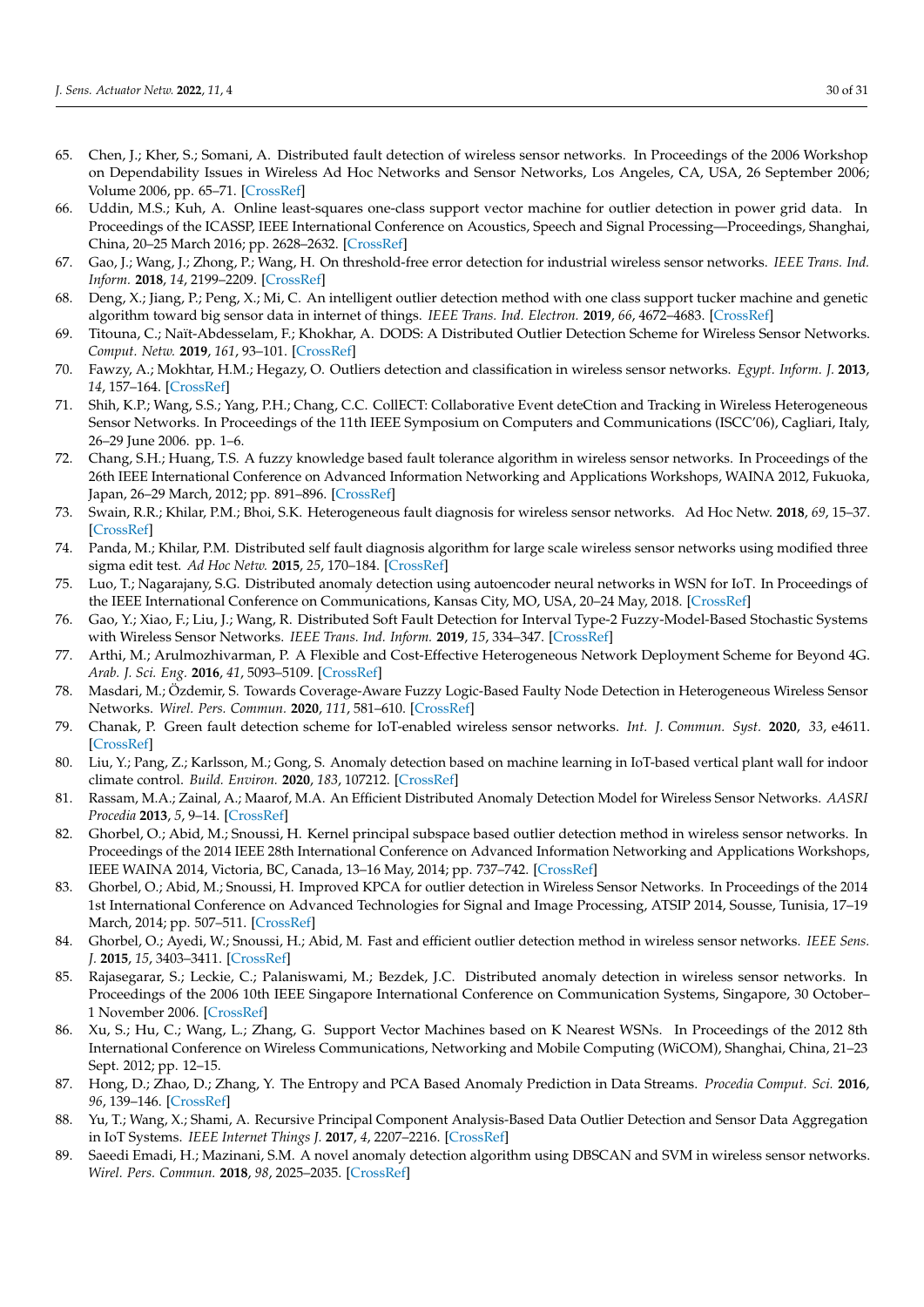65. Chen, J.; Kher, S.; Somani, A. Distributed fault detection of wireless sensor networks. In Proceedings of the 2006 Workshop on Dependability Issues in Wireless Ad Hoc Networks and Sensor Networks, Los Angeles, CA, USA, 26 September 2006; Volume 2006, pp. 65–71. [CrossRef]
66. Uddin, M.S.; Kuh, A. Online least-squares one-class support vector machine for outlier detection in power grid data. In Proceedings of the ICASSP, IEEE International Conference on Acoustics, Speech and Signal Processing—Proceedings, Shanghai, China, 20–25 March 2016; pp. 2628–2632. [CrossRef]
67. Gao, J.; Wang, J.; Zhong, P.; Wang, H. On threshold-free error detection for industrial wireless sensor networks. *IEEE Trans. Ind. Inform.* **2018**, *14*, 2199–2209. [CrossRef]
68. Deng, X.; Jiang, P.; Peng, X.; Mi, C. An intelligent outlier detection method with one class support tucker machine and genetic algorithm toward big sensor data in internet of things. *IEEE Trans. Ind. Electron.* **2019**, *66*, 4672–4683. [CrossRef]
69. Titouna, C.; Naït-Abdesselam, F.; Khokhar, A. DODS: A Distributed Outlier Detection Scheme for Wireless Sensor Networks. *Comput. Netw.* **2019**, *161*, 93–101. [CrossRef]
70. Fawzy, A.; Mokhtar, H.M.; Hegazy, O. Outliers detection and classification in wireless sensor networks. *Egypt. Inform. J.* **2013**, *14*, 157–164. [CrossRef]
71. Shih, K.P.; Wang, S.S.; Yang, P.H.; Chang, C.C. CollECT: Collaborative Event deteCtion and Tracking in Wireless Heterogeneous Sensor Networks. In Proceedings of the 11th IEEE Symposium on Computers and Communications (ISCC'06), Cagliari, Italy, 26–29 June 2006. pp. 1–6.
72. Chang, S.H.; Huang, T.S. A fuzzy knowledge based fault tolerance algorithm in wireless sensor networks. In Proceedings of the 26th IEEE International Conference on Advanced Information Networking and Applications Workshops, WAINA 2012, Fukuoka, Japan, 26–29 March, 2012; pp. 891–896. [CrossRef]
73. Swain, R.R.; Khilar, P.M.; Bhoi, S.K. Heterogeneous fault diagnosis for wireless sensor networks. Ad Hoc Netw. **2018**, *69*, 15–37. [CrossRef]
74. Panda, M.; Khilar, P.M. Distributed self fault diagnosis algorithm for large scale wireless sensor networks using modified three sigma edit test. *Ad Hoc Netw.* **2015**, *25*, 170–184. [CrossRef]
75. Luo, T.; Nagarajany, S.G. Distributed anomaly detection using autoencoder neural networks in WSN for IoT. In Proceedings of the IEEE International Conference on Communications, Kansas City, MO, USA, 20–24 May, 2018. [CrossRef]
76. Gao, Y.; Xiao, F.; Liu, J.; Wang, R. Distributed Soft Fault Detection for Interval Type-2 Fuzzy-Model-Based Stochastic Systems with Wireless Sensor Networks. *IEEE Trans. Ind. Inform.* **2019**, *15*, 334–347. [CrossRef]
77. Arthi, M.; Arulmozhivarman, P. A Flexible and Cost-Effective Heterogeneous Network Deployment Scheme for Beyond 4G. *Arab. J. Sci. Eng.* **2016**, *41*, 5093–5109. [CrossRef]
78. Masdari, M.; Özdemir, S. Towards Coverage-Aware Fuzzy Logic-Based Faulty Node Detection in Heterogeneous Wireless Sensor Networks. *Wirel. Pers. Commun.* **2020**, *111*, 581–610. [CrossRef]
79. Chanak, P. Green fault detection scheme for IoT-enabled wireless sensor networks. *Int. J. Commun. Syst.* **2020**, *33*, e4611. [CrossRef]
80. Liu, Y.; Pang, Z.; Karlsson, M.; Gong, S. Anomaly detection based on machine learning in IoT-based vertical plant wall for indoor climate control. *Build. Environ.* **2020**, *183*, 107212. [CrossRef]
81. Rassam, M.A.; Zainal, A.; Maarof, M.A. An Efficient Distributed Anomaly Detection Model for Wireless Sensor Networks. *AASRI Procedia* **2013**, *5*, 9–14. [CrossRef]
82. Ghorbel, O.; Abid, M.; Snoussi, H. Kernel principal subspace based outlier detection method in wireless sensor networks. In Proceedings of the 2014 IEEE 28th International Conference on Advanced Information Networking and Applications Workshops, IEEE WAINA 2014, Victoria, BC, Canada, 13–16 May, 2014; pp. 737–742. [CrossRef]
83. Ghorbel, O.; Abid, M.; Snoussi, H. Improved KPCA for outlier detection in Wireless Sensor Networks. In Proceedings of the 2014 1st International Conference on Advanced Technologies for Signal and Image Processing, ATSIP 2014, Sousse, Tunisia, 17–19 March, 2014; pp. 507–511. [CrossRef]
84. Ghorbel, O.; Ayedi, W.; Snoussi, H.; Abid, M. Fast and efficient outlier detection method in wireless sensor networks. *IEEE Sens. J.* **2015**, *15*, 3403–3411. [CrossRef]
85. Rajasegarar, S.; Leckie, C.; Palaniswami, M.; Bezdek, J.C. Distributed anomaly detection in wireless sensor networks. In Proceedings of the 2006 10th IEEE Singapore International Conference on Communication Systems, Singapore, 30 October–1 November 2006. [CrossRef]
86. Xu, S.; Hu, C.; Wang, L.; Zhang, G. Support Vector Machines based on K Nearest WSNs. In Proceedings of the 2012 8th International Conference on Wireless Communications, Networking and Mobile Computing (WiCOM), Shanghai, China, 21–23 Sept. 2012; pp. 12–15.
87. Hong, D.; Zhao, D.; Zhang, Y. The Entropy and PCA Based Anomaly Prediction in Data Streams. *Procedia Comput. Sci.* **2016**, *96*, 139–146. [CrossRef]
88. Yu, T.; Wang, X.; Shami, A. Recursive Principal Component Analysis-Based Data Outlier Detection and Sensor Data Aggregation in IoT Systems. *IEEE Internet Things J.* **2017**, *4*, 2207–2216. [CrossRef]
89. Saeedi Emadi, H.; Mazinani, S.M. A novel anomaly detection algorithm using DBSCAN and SVM in wireless sensor networks. *Wirel. Pers. Commun.* **2018**, *98*, 2025–2035. [CrossRef]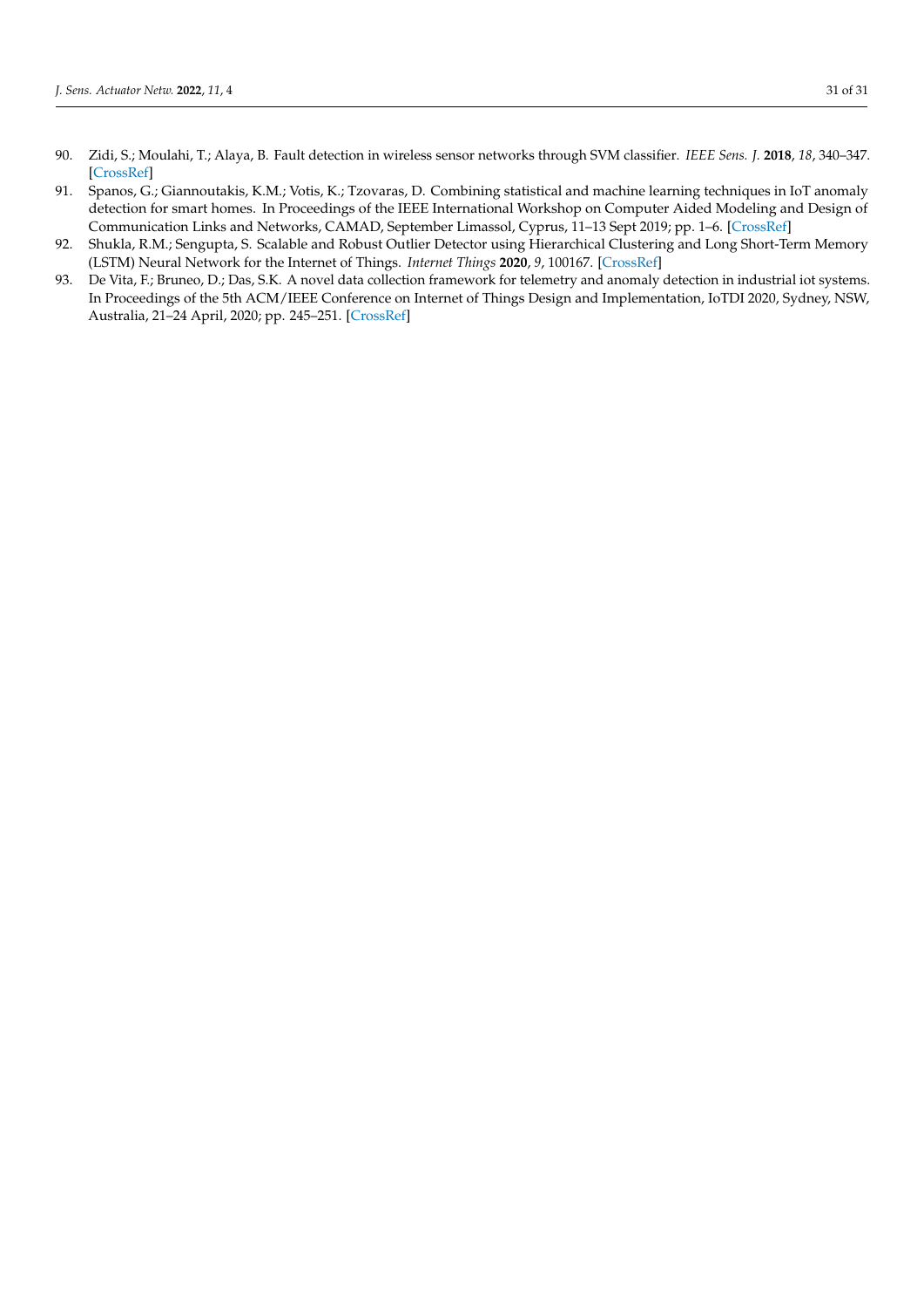90. Zidi, S.; Moulahi, T.; Alaya, B. Fault detection in wireless sensor networks through SVM classifier. *IEEE Sens. J.* **2018**, *18*, 340–347. [CrossRef]
91. Spanos, G.; Giannoutakis, K.M.; Votis, K.; Tzovaras, D. Combining statistical and machine learning techniques in IoT anomaly detection for smart homes. In Proceedings of the IEEE International Workshop on Computer Aided Modeling and Design of Communication Links and Networks, CAMAD, September Limassol, Cyprus, 11–13 Sept 2019; pp. 1–6. [CrossRef]
92. Shukla, R.M.; Sengupta, S. Scalable and Robust Outlier Detector using Hierarchical Clustering and Long Short-Term Memory (LSTM) Neural Network for the Internet of Things. *Internet Things* **2020**, *9*, 100167. [CrossRef]
93. De Vita, F.; Bruneo, D.; Das, S.K. A novel data collection framework for telemetry and anomaly detection in industrial iot systems. In Proceedings of the 5th ACM/IEEE Conference on Internet of Things Design and Implementation, IoTDI 2020, Sydney, NSW, Australia, 21–24 April, 2020; pp. 245–251. [CrossRef]